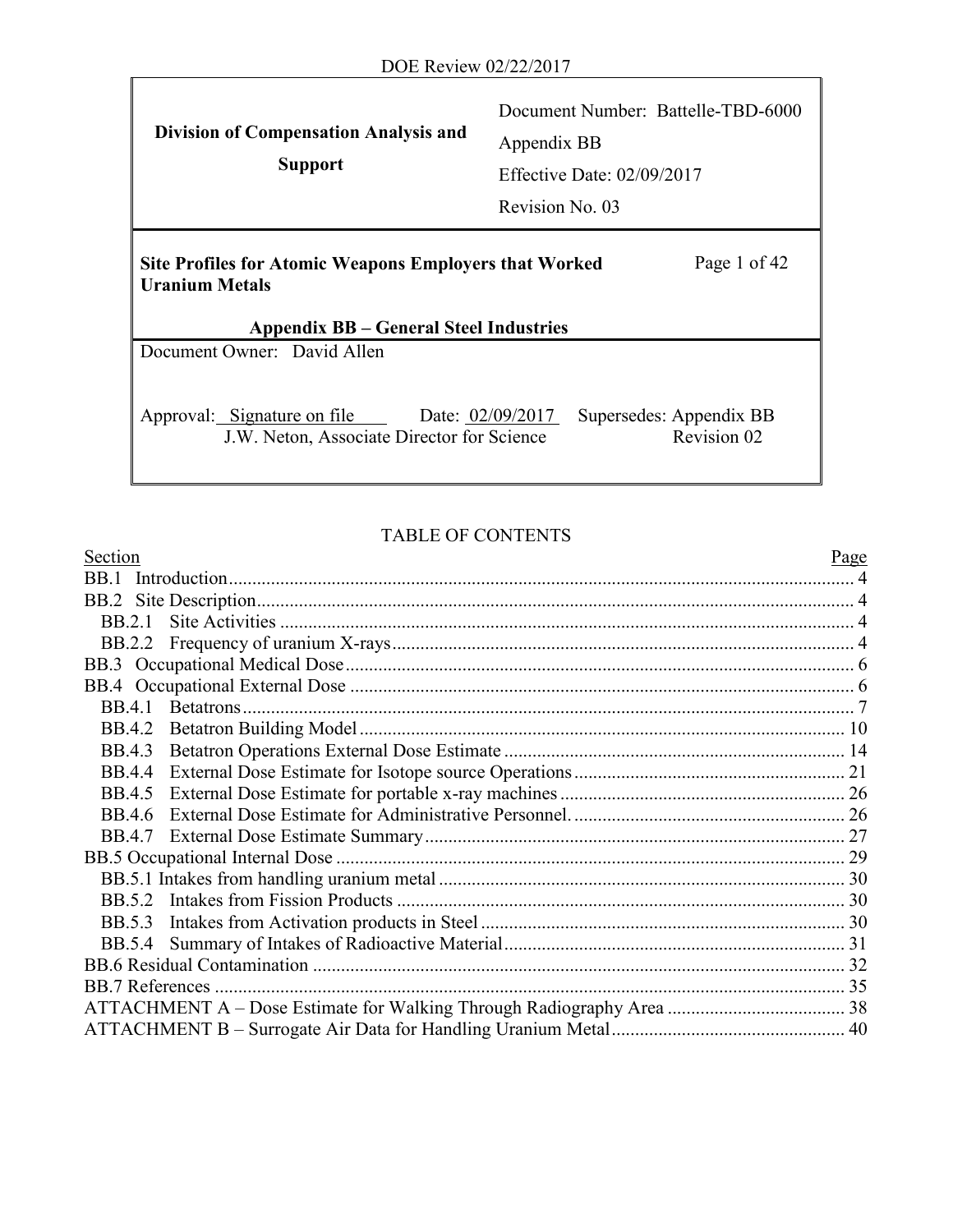DOE Review 02/22/2017

| | |
|---|---|
| **Division of Compensation Analysis and Support** | Document Number: Battelle-TBD-6000<br>Appendix BB<br>Effective Date: 02/09/2017<br>Revision No. 03 |

**Site Profiles for Atomic Weapons Employers that Worked Uranium Metals**

**Appendix BB – General Steel Industries**

Document Owner: David Allen

Approval: Signature on file Date: 02/09/2017 Supersedes: Appendix BB Revision 02
J.W. Neton, Associate Director for Science

## TABLE OF CONTENTS

| Section | Page |
|---|---|
| BB.1 Introduction | 4 |
| BB.2 Site Description | 4 |
| BB.2.1 Site Activities | 4 |
| BB.2.2 Frequency of uranium X-rays | 4 |
| BB.3 Occupational Medical Dose | 6 |
| BB.4 Occupational External Dose | 6 |
| BB.4.1 Betatrons | 7 |
| BB.4.2 Betatron Building Model | 10 |
| BB.4.3 Betatron Operations External Dose Estimate | 14 |
| BB.4.4 External Dose Estimate for Isotope source Operations | 21 |
| BB.4.5 External Dose Estimate for portable x-ray machines | 26 |
| BB.4.6 External Dose Estimate for Administrative Personnel. | 26 |
| BB.4.7 External Dose Estimate Summary | 27 |
| BB.5 Occupational Internal Dose | 29 |
| BB.5.1 Intakes from handling uranium metal | 30 |
| BB.5.2 Intakes from Fission Products | 30 |
| BB.5.3 Intakes from Activation products in Steel | 30 |
| BB.5.4 Summary of Intakes of Radioactive Material | 31 |
| BB.6 Residual Contamination | 32 |
| BB.7 References | 35 |
| ATTACHMENT A – Dose Estimate for Walking Through Radiography Area | 38 |
| ATTACHMENT B – Surrogate Air Data for Handling Uranium Metal | 40 |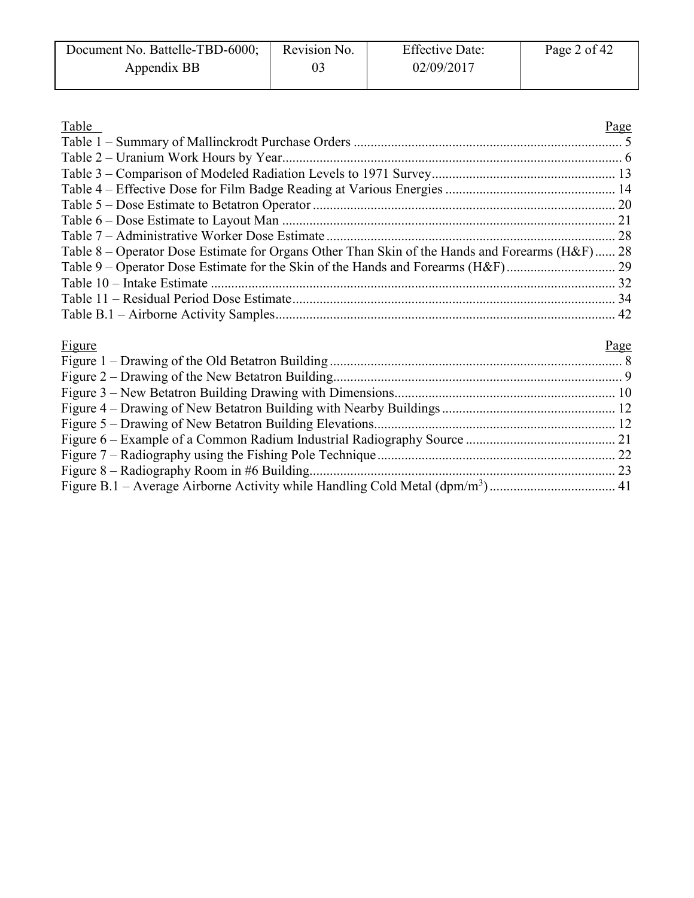| Table | Page |
|---|---|
| Table 1 – Summary of Mallinckrodt Purchase Orders | 5 |
| Table 2 – Uranium Work Hours by Year | 6 |
| Table 3 – Comparison of Modeled Radiation Levels to 1971 Survey | 13 |
| Table 4 – Effective Dose for Film Badge Reading at Various Energies | 14 |
| Table 5 – Dose Estimate to Betatron Operator | 20 |
| Table 6 – Dose Estimate to Layout Man | 21 |
| Table 7 – Administrative Worker Dose Estimate | 28 |
| Table 8 – Operator Dose Estimate for Organs Other Than Skin of the Hands and Forearms (H&F) | 28 |
| Table 9 – Operator Dose Estimate for the Skin of the Hands and Forearms (H&F) | 29 |
| Table 10 – Intake Estimate | 32 |
| Table 11 – Residual Period Dose Estimate | 34 |
| Table B.1 – Airborne Activity Samples | 42 |

| Figure | Page |
|---|---|
| Figure 1 – Drawing of the Old Betatron Building | 8 |
| Figure 2 – Drawing of the New Betatron Building | 9 |
| Figure 3 – New Betatron Building Drawing with Dimensions | 10 |
| Figure 4 – Drawing of New Betatron Building with Nearby Buildings | 12 |
| Figure 5 – Drawing of New Betatron Building Elevations | 12 |
| Figure 6 – Example of a Common Radium Industrial Radiography Source | 21 |
| Figure 7 – Radiography using the Fishing Pole Technique | 22 |
| Figure 8 – Radiography Room in #6 Building | 23 |
| Figure B.1 – Average Airborne Activity while Handling Cold Metal (dpm/$m^3$) | 41 |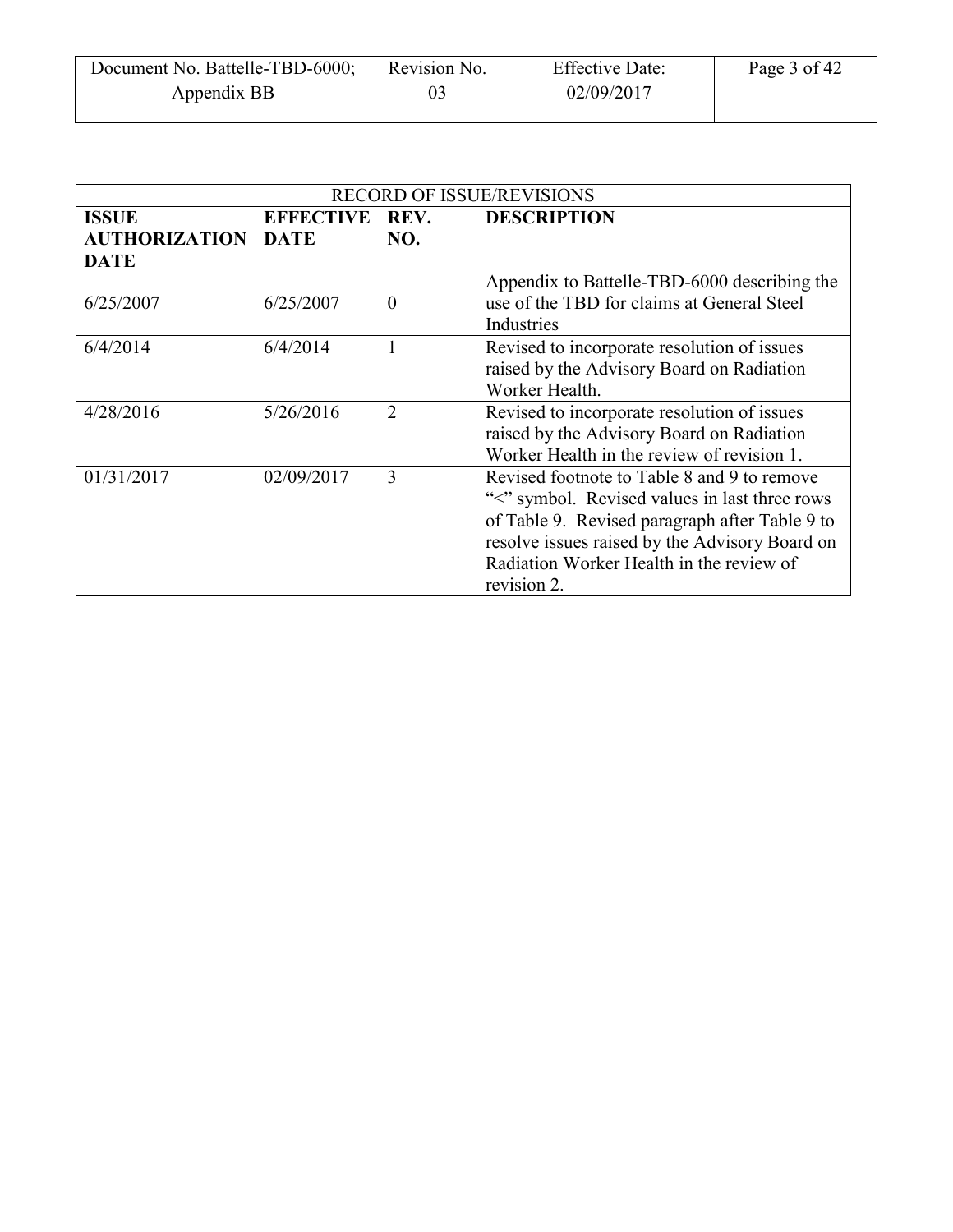| RECORD OF ISSUE/REVISIONS | | | |
|---|---|---|---|
| **ISSUE AUTHORIZATION DATE** | **EFFECTIVE DATE** | **REV. NO.** | **DESCRIPTION** |
| 6/25/2007 | 6/25/2007 | 0 | Appendix to Battelle-TBD-6000 describing the use of the TBD for claims at General Steel Industries |
| 6/4/2014 | 6/4/2014 | 1 | Revised to incorporate resolution of issues raised by the Advisory Board on Radiation Worker Health. |
| 4/28/2016 | 5/26/2016 | 2 | Revised to incorporate resolution of issues raised by the Advisory Board on Radiation Worker Health in the review of revision 1. |
| 01/31/2017 | 02/09/2017 | 3 | Revised footnote to Table 8 and 9 to remove "<" symbol. Revised values in last three rows of Table 9. Revised paragraph after Table 9 to resolve issues raised by the Advisory Board on Radiation Worker Health in the review of revision 2. |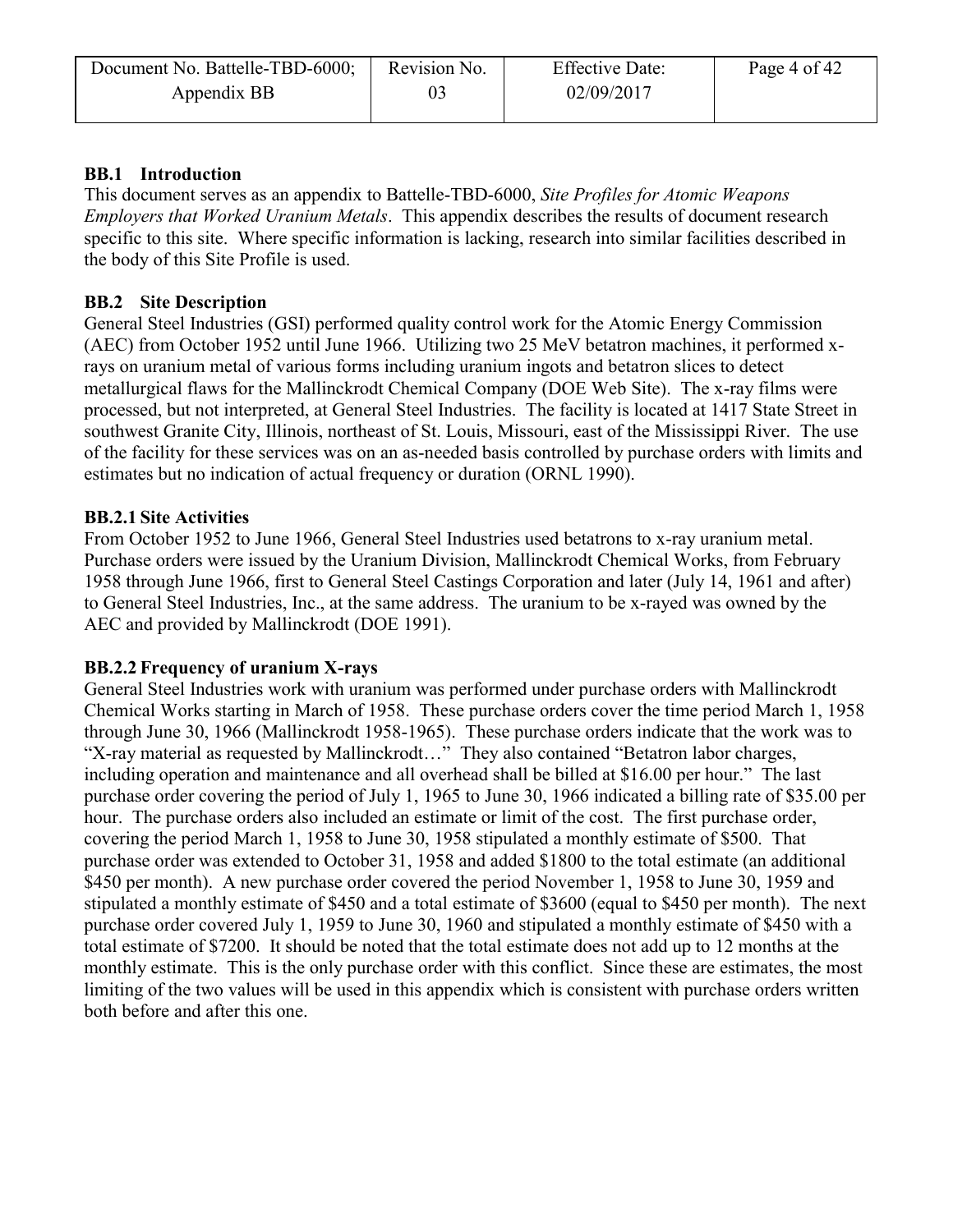## BB.1 Introduction

This document serves as an appendix to Battelle-TBD-6000, *Site Profiles for Atomic Weapons Employers that Worked Uranium Metals*. This appendix describes the results of document research specific to this site. Where specific information is lacking, research into similar facilities described in the body of this Site Profile is used.

## BB.2 Site Description

General Steel Industries (GSI) performed quality control work for the Atomic Energy Commission (AEC) from October 1952 until June 1966. Utilizing two 25 MeV betatron machines, it performed x-rays on uranium metal of various forms including uranium ingots and betatron slices to detect metallurgical flaws for the Mallinckrodt Chemical Company (DOE Web Site). The x-ray films were processed, but not interpreted, at General Steel Industries. The facility is located at 1417 State Street in southwest Granite City, Illinois, northeast of St. Louis, Missouri, east of the Mississippi River. The use of the facility for these services was on an as-needed basis controlled by purchase orders with limits and estimates but no indication of actual frequency or duration (ORNL 1990).

### BB.2.1 Site Activities

From October 1952 to June 1966, General Steel Industries used betatrons to x-ray uranium metal. Purchase orders were issued by the Uranium Division, Mallinckrodt Chemical Works, from February 1958 through June 1966, first to General Steel Castings Corporation and later (July 14, 1961 and after) to General Steel Industries, Inc., at the same address. The uranium to be x-rayed was owned by the AEC and provided by Mallinckrodt (DOE 1991).

### BB.2.2 Frequency of uranium X-rays

General Steel Industries work with uranium was performed under purchase orders with Mallinckrodt Chemical Works starting in March of 1958. These purchase orders cover the time period March 1, 1958 through June 30, 1966 (Mallinckrodt 1958-1965). These purchase orders indicate that the work was to "X-ray material as requested by Mallinckrodt…" They also contained "Betatron labor charges, including operation and maintenance and all overhead shall be billed at $16.00 per hour." The last purchase order covering the period of July 1, 1965 to June 30, 1966 indicated a billing rate of $35.00 per hour. The purchase orders also included an estimate or limit of the cost. The first purchase order, covering the period March 1, 1958 to June 30, 1958 stipulated a monthly estimate of $500. That purchase order was extended to October 31, 1958 and added $1800 to the total estimate (an additional $450 per month). A new purchase order covered the period November 1, 1958 to June 30, 1959 and stipulated a monthly estimate of $450 and a total estimate of $3600 (equal to $450 per month). The next purchase order covered July 1, 1959 to June 30, 1960 and stipulated a monthly estimate of $450 with a total estimate of $7200. It should be noted that the total estimate does not add up to 12 months at the monthly estimate. This is the only purchase order with this conflict. Since these are estimates, the most limiting of the two values will be used in this appendix which is consistent with purchase orders written both before and after this one.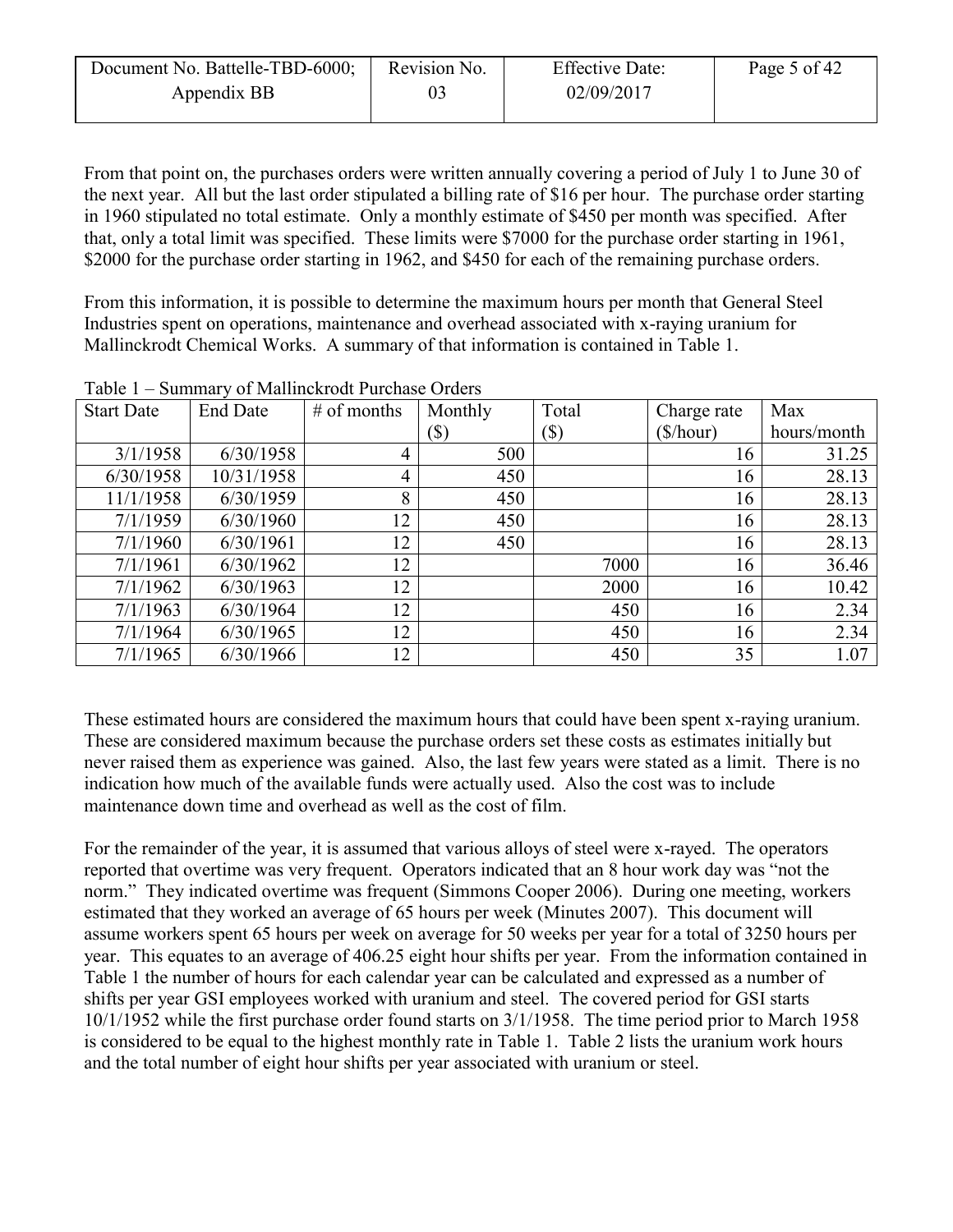From that point on, the purchases orders were written annually covering a period of July 1 to June 30 of the next year. All but the last order stipulated a billing rate of $16 per hour. The purchase order starting in 1960 stipulated no total estimate. Only a monthly estimate of $450 per month was specified. After that, only a total limit was specified. These limits were $7000 for the purchase order starting in 1961, $2000 for the purchase order starting in 1962, and $450 for each of the remaining purchase orders.

From this information, it is possible to determine the maximum hours per month that General Steel Industries spent on operations, maintenance and overhead associated with x-raying uranium for Mallinckrodt Chemical Works. A summary of that information is contained in Table 1.

Table 1 – Summary of Mallinckrodt Purchase Orders

| Start Date | End Date | # of months | Monthly ($) | Total ($) | Charge rate ($/hour) | Max hours/month |
|---|---|---|---|---|---|---|
| 3/1/1958 | 6/30/1958 | 4 | 500 | | 16 | 31.25 |
| 6/30/1958 | 10/31/1958 | 4 | 450 | | 16 | 28.13 |
| 11/1/1958 | 6/30/1959 | 8 | 450 | | 16 | 28.13 |
| 7/1/1959 | 6/30/1960 | 12 | 450 | | 16 | 28.13 |
| 7/1/1960 | 6/30/1961 | 12 | 450 | | 16 | 28.13 |
| 7/1/1961 | 6/30/1962 | 12 | | 7000 | 16 | 36.46 |
| 7/1/1962 | 6/30/1963 | 12 | | 2000 | 16 | 10.42 |
| 7/1/1963 | 6/30/1964 | 12 | | 450 | 16 | 2.34 |
| 7/1/1964 | 6/30/1965 | 12 | | 450 | 16 | 2.34 |
| 7/1/1965 | 6/30/1966 | 12 | | 450 | 35 | 1.07 |

These estimated hours are considered the maximum hours that could have been spent x-raying uranium. These are considered maximum because the purchase orders set these costs as estimates initially but never raised them as experience was gained. Also, the last few years were stated as a limit. There is no indication how much of the available funds were actually used. Also the cost was to include maintenance down time and overhead as well as the cost of film.

For the remainder of the year, it is assumed that various alloys of steel were x-rayed. The operators reported that overtime was very frequent. Operators indicated that an 8 hour work day was "not the norm." They indicated overtime was frequent (Simmons Cooper 2006). During one meeting, workers estimated that they worked an average of 65 hours per week (Minutes 2007). This document will assume workers spent 65 hours per week on average for 50 weeks per year for a total of 3250 hours per year. This equates to an average of 406.25 eight hour shifts per year. From the information contained in Table 1 the number of hours for each calendar year can be calculated and expressed as a number of shifts per year GSI employees worked with uranium and steel. The covered period for GSI starts 10/1/1952 while the first purchase order found starts on 3/1/1958. The time period prior to March 1958 is considered to be equal to the highest monthly rate in Table 1. Table 2 lists the uranium work hours and the total number of eight hour shifts per year associated with uranium or steel.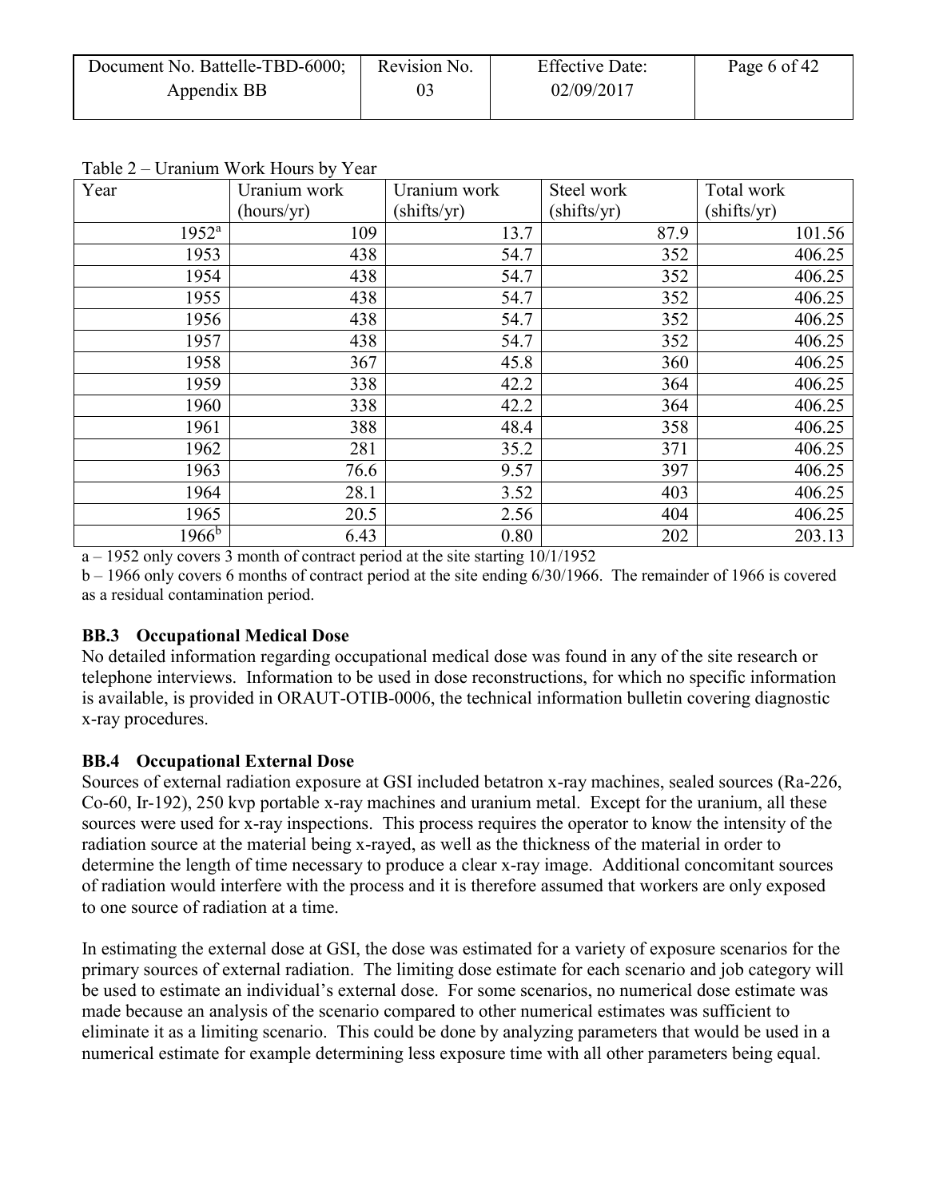Table 2 – Uranium Work Hours by Year

| Year | Uranium work (hours/yr) | Uranium work (shifts/yr) | Steel work (shifts/yr) | Total work (shifts/yr) |
|---|---|---|---|---|
| 1952[a] | 109 | 13.7 | 87.9 | 101.56 |
| 1953 | 438 | 54.7 | 352 | 406.25 |
| 1954 | 438 | 54.7 | 352 | 406.25 |
| 1955 | 438 | 54.7 | 352 | 406.25 |
| 1956 | 438 | 54.7 | 352 | 406.25 |
| 1957 | 438 | 54.7 | 352 | 406.25 |
| 1958 | 367 | 45.8 | 360 | 406.25 |
| 1959 | 338 | 42.2 | 364 | 406.25 |
| 1960 | 338 | 42.2 | 364 | 406.25 |
| 1961 | 388 | 48.4 | 358 | 406.25 |
| 1962 | 281 | 35.2 | 371 | 406.25 |
| 1963 | 76.6 | 9.57 | 397 | 406.25 |
| 1964 | 28.1 | 3.52 | 403 | 406.25 |
| 1965 | 20.5 | 2.56 | 404 | 406.25 |
| 1966[b] | 6.43 | 0.80 | 202 | 203.13 |

a – 1952 only covers 3 month of contract period at the site starting 10/1/1952

b – 1966 only covers 6 months of contract period at the site ending 6/30/1966. The remainder of 1966 is covered as a residual contamination period.

## BB.3 Occupational Medical Dose

No detailed information regarding occupational medical dose was found in any of the site research or telephone interviews. Information to be used in dose reconstructions, for which no specific information is available, is provided in ORAUT-OTIB-0006, the technical information bulletin covering diagnostic x-ray procedures.

## BB.4 Occupational External Dose

Sources of external radiation exposure at GSI included betatron x-ray machines, sealed sources (Ra-226, Co-60, Ir-192), 250 kvp portable x-ray machines and uranium metal. Except for the uranium, all these sources were used for x-ray inspections. This process requires the operator to know the intensity of the radiation source at the material being x-rayed, as well as the thickness of the material in order to determine the length of time necessary to produce a clear x-ray image. Additional concomitant sources of radiation would interfere with the process and it is therefore assumed that workers are only exposed to one source of radiation at a time.

In estimating the external dose at GSI, the dose was estimated for a variety of exposure scenarios for the primary sources of external radiation. The limiting dose estimate for each scenario and job category will be used to estimate an individual's external dose. For some scenarios, no numerical dose estimate was made because an analysis of the scenario compared to other numerical estimates was sufficient to eliminate it as a limiting scenario. This could be done by analyzing parameters that would be used in a numerical estimate for example determining less exposure time with all other parameters being equal.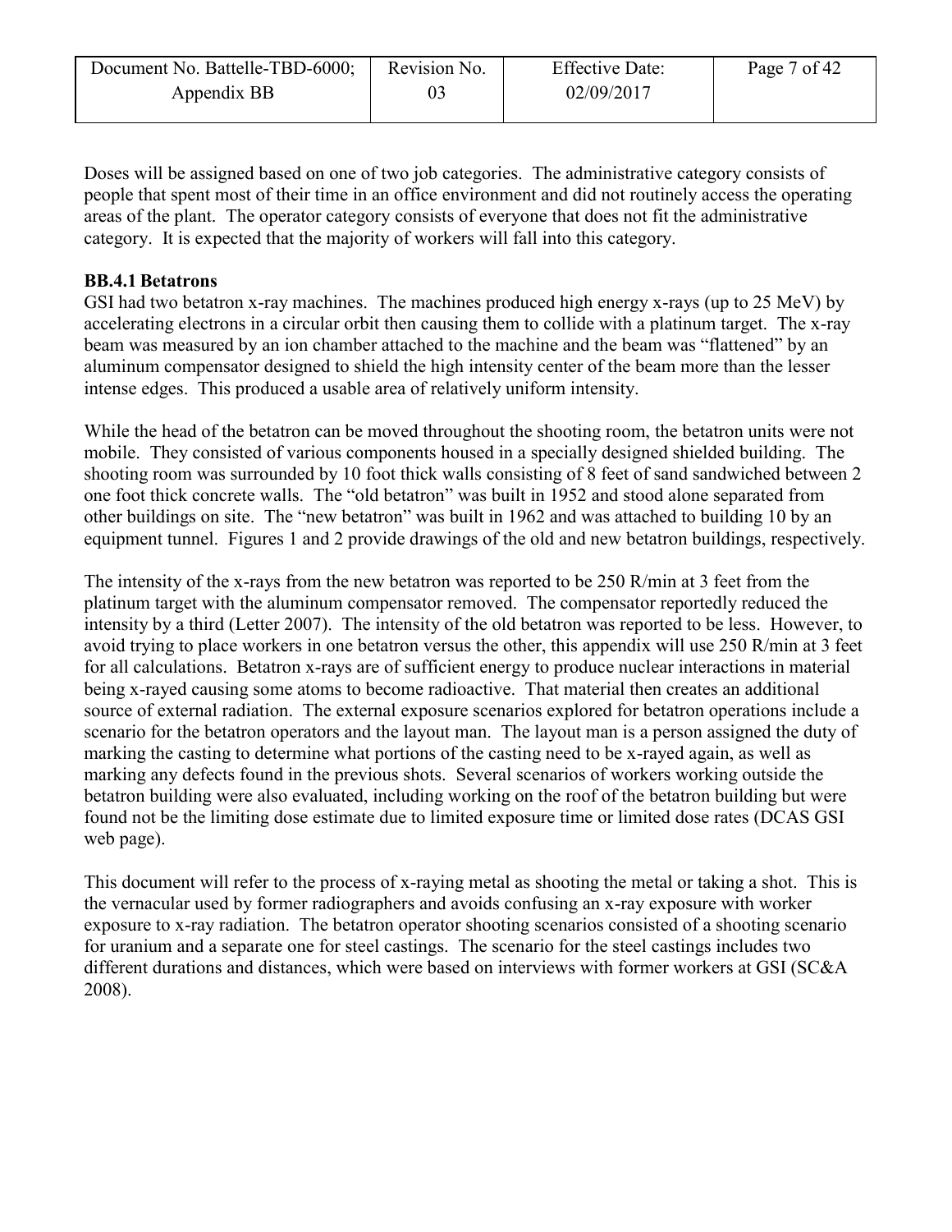Doses will be assigned based on one of two job categories. The administrative category consists of people that spent most of their time in an office environment and did not routinely access the operating areas of the plant. The operator category consists of everyone that does not fit the administrative category. It is expected that the majority of workers will fall into this category.

### BB.4.1 Betatrons

GSI had two betatron x-ray machines. The machines produced high energy x-rays (up to 25 MeV) by accelerating electrons in a circular orbit then causing them to collide with a platinum target. The x-ray beam was measured by an ion chamber attached to the machine and the beam was "flattened" by an aluminum compensator designed to shield the high intensity center of the beam more than the lesser intense edges. This produced a usable area of relatively uniform intensity.

While the head of the betatron can be moved throughout the shooting room, the betatron units were not mobile. They consisted of various components housed in a specially designed shielded building. The shooting room was surrounded by 10 foot thick walls consisting of 8 feet of sand sandwiched between 2 one foot thick concrete walls. The "old betatron" was built in 1952 and stood alone separated from other buildings on site. The "new betatron" was built in 1962 and was attached to building 10 by an equipment tunnel. Figures 1 and 2 provide drawings of the old and new betatron buildings, respectively.

The intensity of the x-rays from the new betatron was reported to be 250 R/min at 3 feet from the platinum target with the aluminum compensator removed. The compensator reportedly reduced the intensity by a third (Letter 2007). The intensity of the old betatron was reported to be less. However, to avoid trying to place workers in one betatron versus the other, this appendix will use 250 R/min at 3 feet for all calculations. Betatron x-rays are of sufficient energy to produce nuclear interactions in material being x-rayed causing some atoms to become radioactive. That material then creates an additional source of external radiation. The external exposure scenarios explored for betatron operations include a scenario for the betatron operators and the layout man. The layout man is a person assigned the duty of marking the casting to determine what portions of the casting need to be x-rayed again, as well as marking any defects found in the previous shots. Several scenarios of workers working outside the betatron building were also evaluated, including working on the roof of the betatron building but were found not be the limiting dose estimate due to limited exposure time or limited dose rates (DCAS GSI web page).

This document will refer to the process of x-raying metal as shooting the metal or taking a shot. This is the vernacular used by former radiographers and avoids confusing an x-ray exposure with worker exposure to x-ray radiation. The betatron operator shooting scenarios consisted of a shooting scenario for uranium and a separate one for steel castings. The scenario for the steel castings includes two different durations and distances, which were based on interviews with former workers at GSI (SC&A 2008).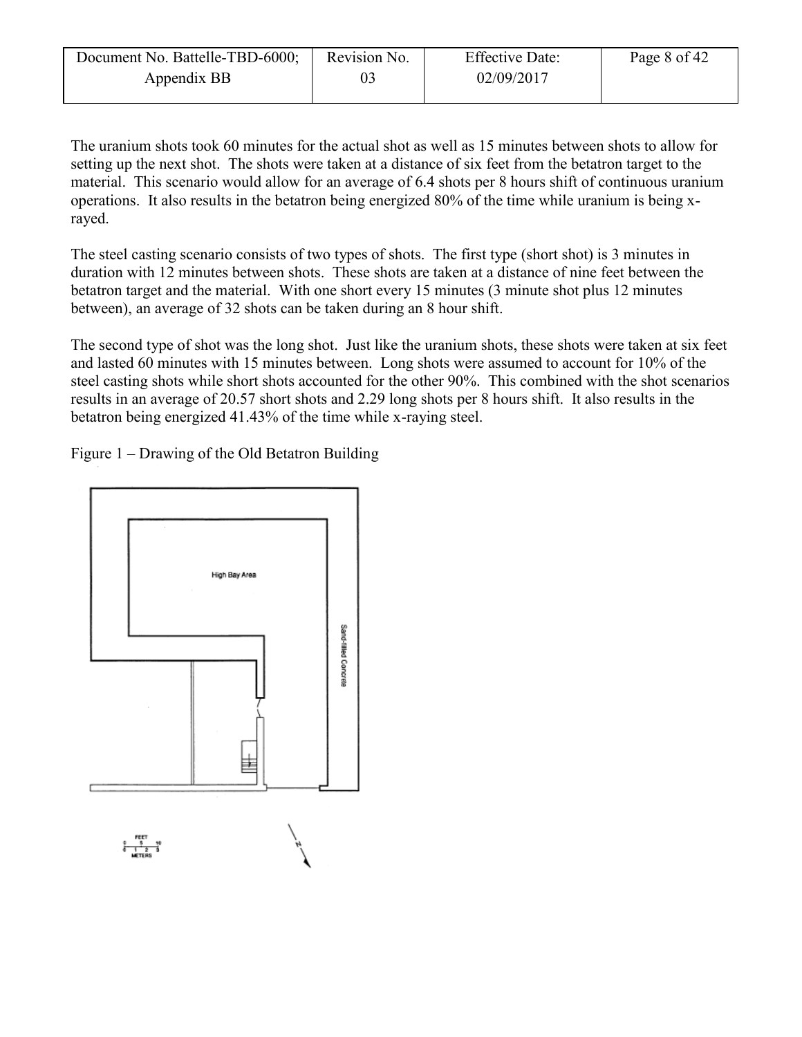The uranium shots took 60 minutes for the actual shot as well as 15 minutes between shots to allow for setting up the next shot. The shots were taken at a distance of six feet from the betatron target to the material. This scenario would allow for an average of 6.4 shots per 8 hours shift of continuous uranium operations. It also results in the betatron being energized 80% of the time while uranium is being x-rayed.

The steel casting scenario consists of two types of shots. The first type (short shot) is 3 minutes in duration with 12 minutes between shots. These shots are taken at a distance of nine feet between the betatron target and the material. With one short every 15 minutes (3 minute shot plus 12 minutes between), an average of 32 shots can be taken during an 8 hour shift.

The second type of shot was the long shot. Just like the uranium shots, these shots were taken at six feet and lasted 60 minutes with 15 minutes between. Long shots were assumed to account for 10% of the steel casting shots while short shots accounted for the other 90%. This combined with the shot scenarios results in an average of 20.57 short shots and 2.29 long shots per 8 hours shift. It also results in the betatron being energized 41.43% of the time while x-raying steel.

Figure 1 – Drawing of the Old Betatron Building

High Bay Area

Sand-filled Concrete

FEET
0 5 10
0 1 2 3
METERS

N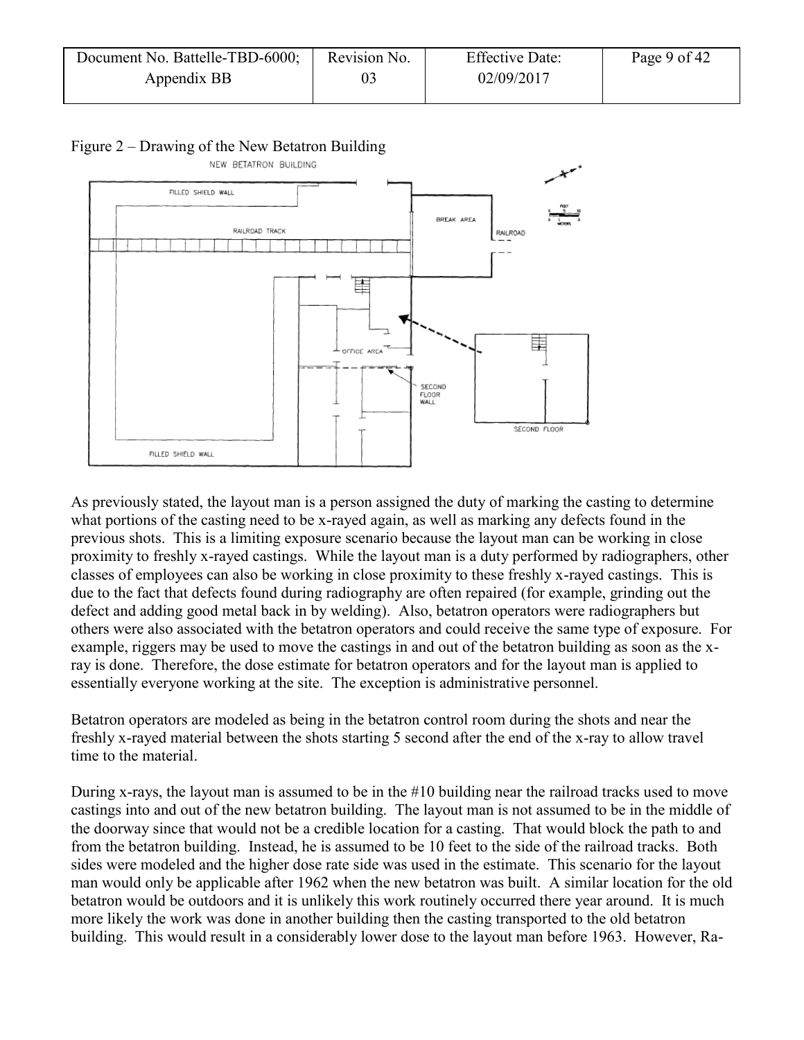Figure 2 – Drawing of the New Betatron Building

As previously stated, the layout man is a person assigned the duty of marking the casting to determine what portions of the casting need to be x-rayed again, as well as marking any defects found in the previous shots. This is a limiting exposure scenario because the layout man can be working in close proximity to freshly x-rayed castings. While the layout man is a duty performed by radiographers, other classes of employees can also be working in close proximity to these freshly x-rayed castings. This is due to the fact that defects found during radiography are often repaired (for example, grinding out the defect and adding good metal back in by welding). Also, betatron operators were radiographers but others were also associated with the betatron operators and could receive the same type of exposure. For example, riggers may be used to move the castings in and out of the betatron building as soon as the x-ray is done. Therefore, the dose estimate for betatron operators and for the layout man is applied to essentially everyone working at the site. The exception is administrative personnel.

Betatron operators are modeled as being in the betatron control room during the shots and near the freshly x-rayed material between the shots starting 5 second after the end of the x-ray to allow travel time to the material.

During x-rays, the layout man is assumed to be in the #10 building near the railroad tracks used to move castings into and out of the new betatron building. The layout man is not assumed to be in the middle of the doorway since that would not be a credible location for a casting. That would block the path to and from the betatron building. Instead, he is assumed to be 10 feet to the side of the railroad tracks. Both sides were modeled and the higher dose rate side was used in the estimate. This scenario for the layout man would only be applicable after 1962 when the new betatron was built. A similar location for the old betatron would be outdoors and it is unlikely this work routinely occurred there year around. It is much more likely the work was done in another building then the casting transported to the old betatron building. This would result in a considerably lower dose to the layout man before 1963. However, Ra-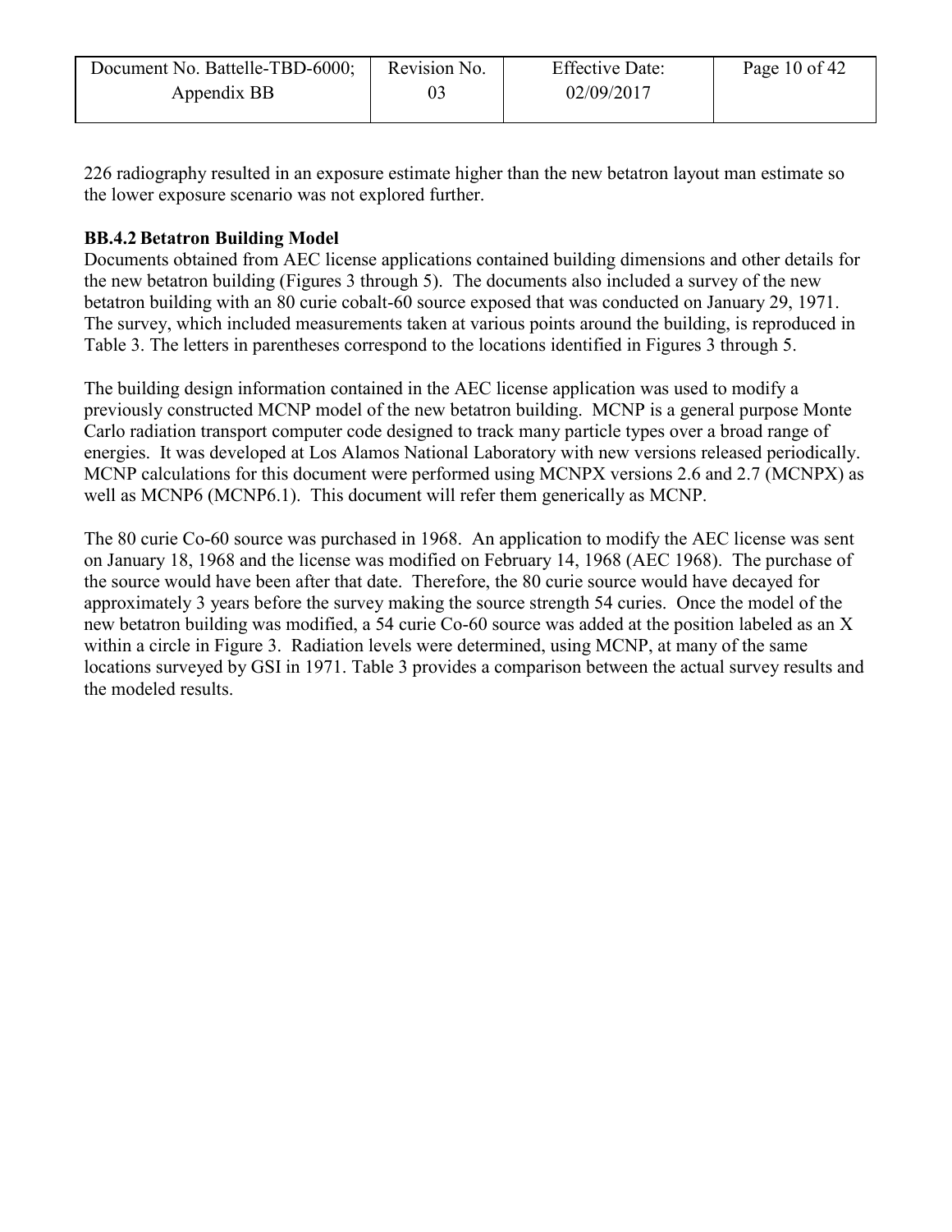226 radiography resulted in an exposure estimate higher than the new betatron layout man estimate so the lower exposure scenario was not explored further.

### BB.4.2 Betatron Building Model

Documents obtained from AEC license applications contained building dimensions and other details for the new betatron building (Figures 3 through 5). The documents also included a survey of the new betatron building with an 80 curie cobalt-60 source exposed that was conducted on January 29, 1971. The survey, which included measurements taken at various points around the building, is reproduced in Table 3. The letters in parentheses correspond to the locations identified in Figures 3 through 5.

The building design information contained in the AEC license application was used to modify a previously constructed MCNP model of the new betatron building. MCNP is a general purpose Monte Carlo radiation transport computer code designed to track many particle types over a broad range of energies. It was developed at Los Alamos National Laboratory with new versions released periodically. MCNP calculations for this document were performed using MCNPX versions 2.6 and 2.7 (MCNPX) as well as MCNP6 (MCNP6.1). This document will refer them generically as MCNP.

The 80 curie Co-60 source was purchased in 1968. An application to modify the AEC license was sent on January 18, 1968 and the license was modified on February 14, 1968 (AEC 1968). The purchase of the source would have been after that date. Therefore, the 80 curie source would have decayed for approximately 3 years before the survey making the source strength 54 curies. Once the model of the new betatron building was modified, a 54 curie Co-60 source was added at the position labeled as an X within a circle in Figure 3. Radiation levels were determined, using MCNP, at many of the same locations surveyed by GSI in 1971. Table 3 provides a comparison between the actual survey results and the modeled results.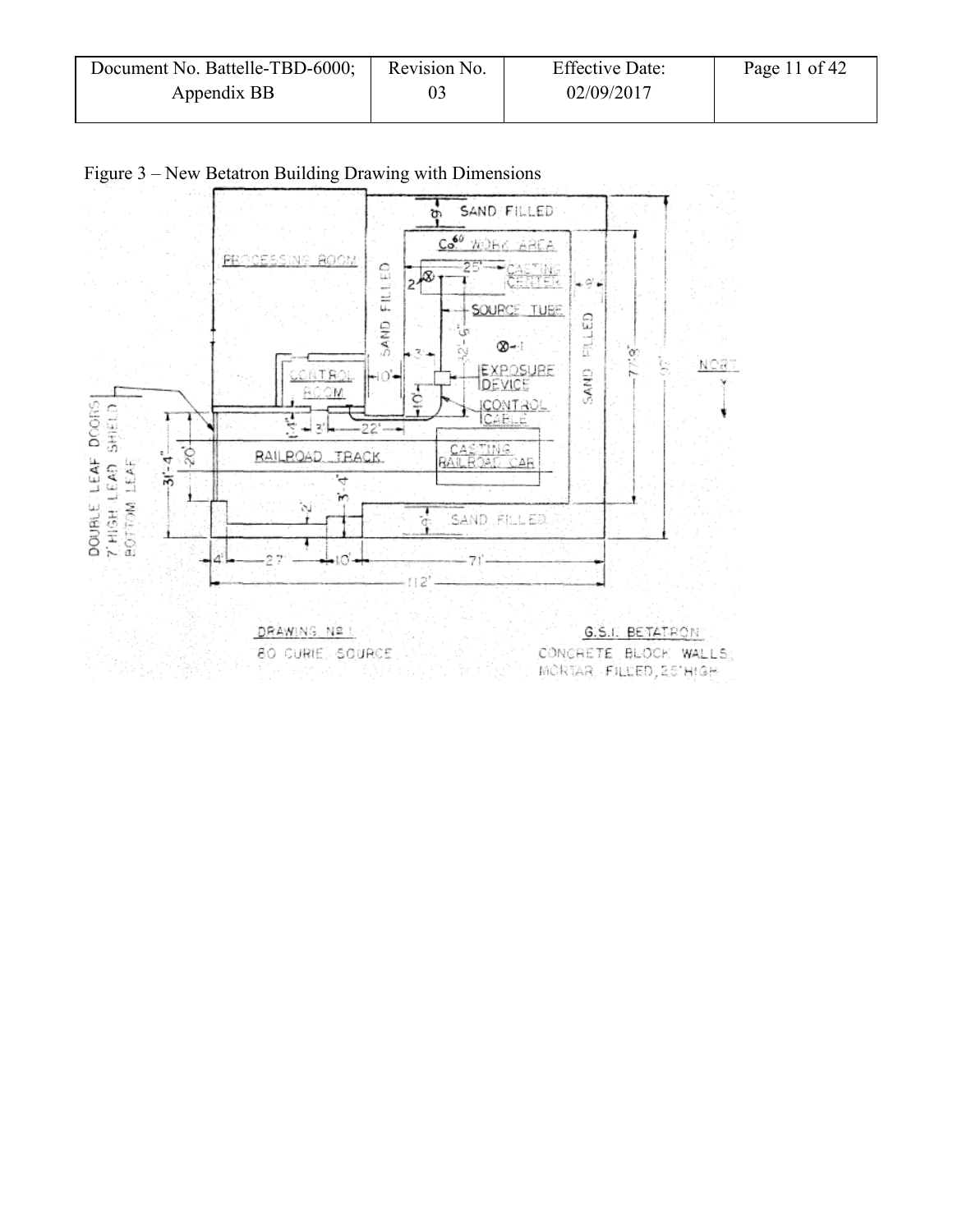Figure 3 – New Betatron Building Drawing with Dimensions

SAND FILLED

9'

Co60 WORK AREA

PROCESSING ROOM

SAND FILLED

25'

CASTING CENTER

2'

SOURCE TUBE

32'-6"

⊗-1

SAND FILLED

77'8"

97'

NORTH

CONTROL ROOM

10'

EXPOSURE DEVICE

10'

CONTROL CABLE

DOUBLE LEAF DOORS 7' HIGH LEAD SHIELD BOTTOM LEAF

14"

3'

22'

31'-4"

20'

RAILROAD TRACK

CASTING RAILROAD CAR

3'-4"

2'

9'

SAND FILLED

4'

27'

10'

71'

112'

DRAWING NO 1

80 CURIE SOURCE

G.S.I. BETATRON

CONCRETE BLOCK WALLS, MORTAR FILLED, 25' HIGH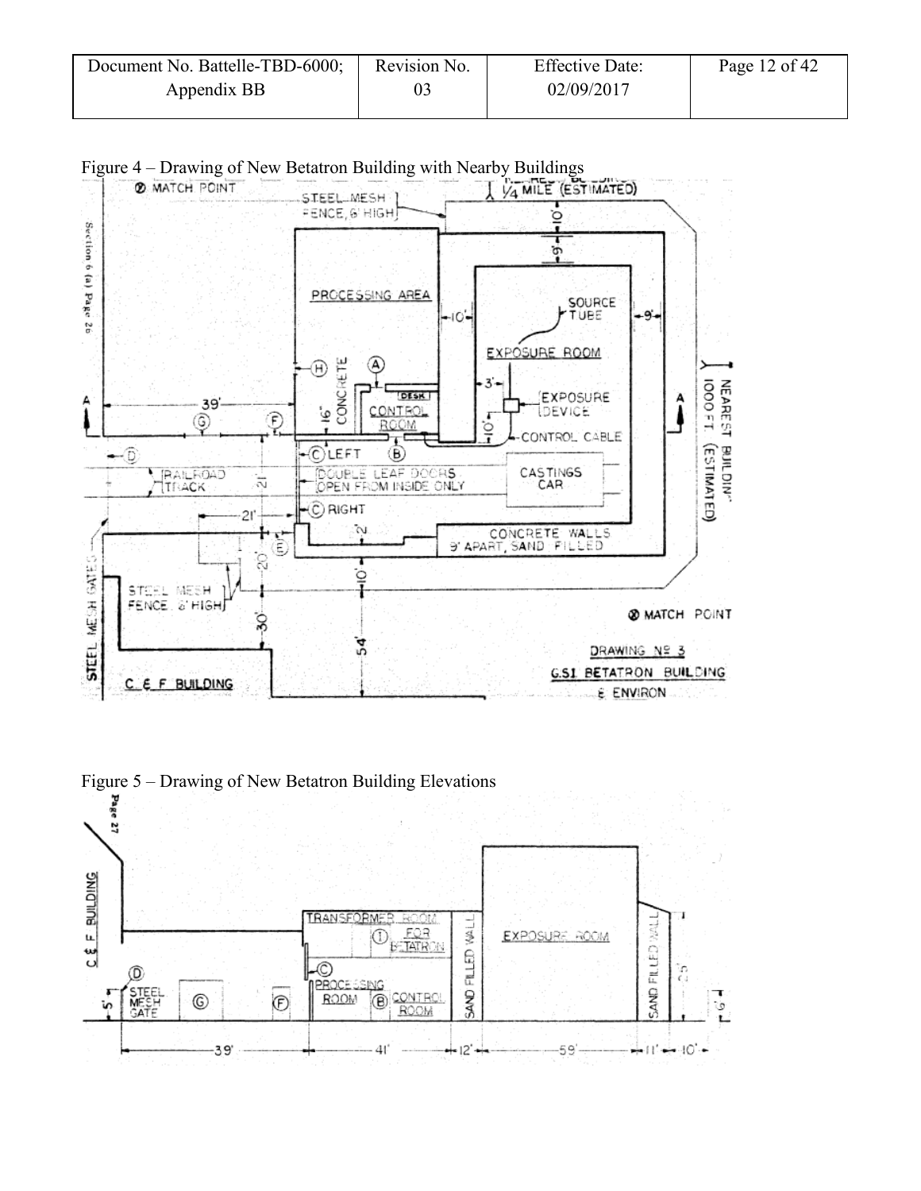Figure 4 – Drawing of New Betatron Building with Nearby Buildings

Figure 5 – Drawing of New Betatron Building Elevations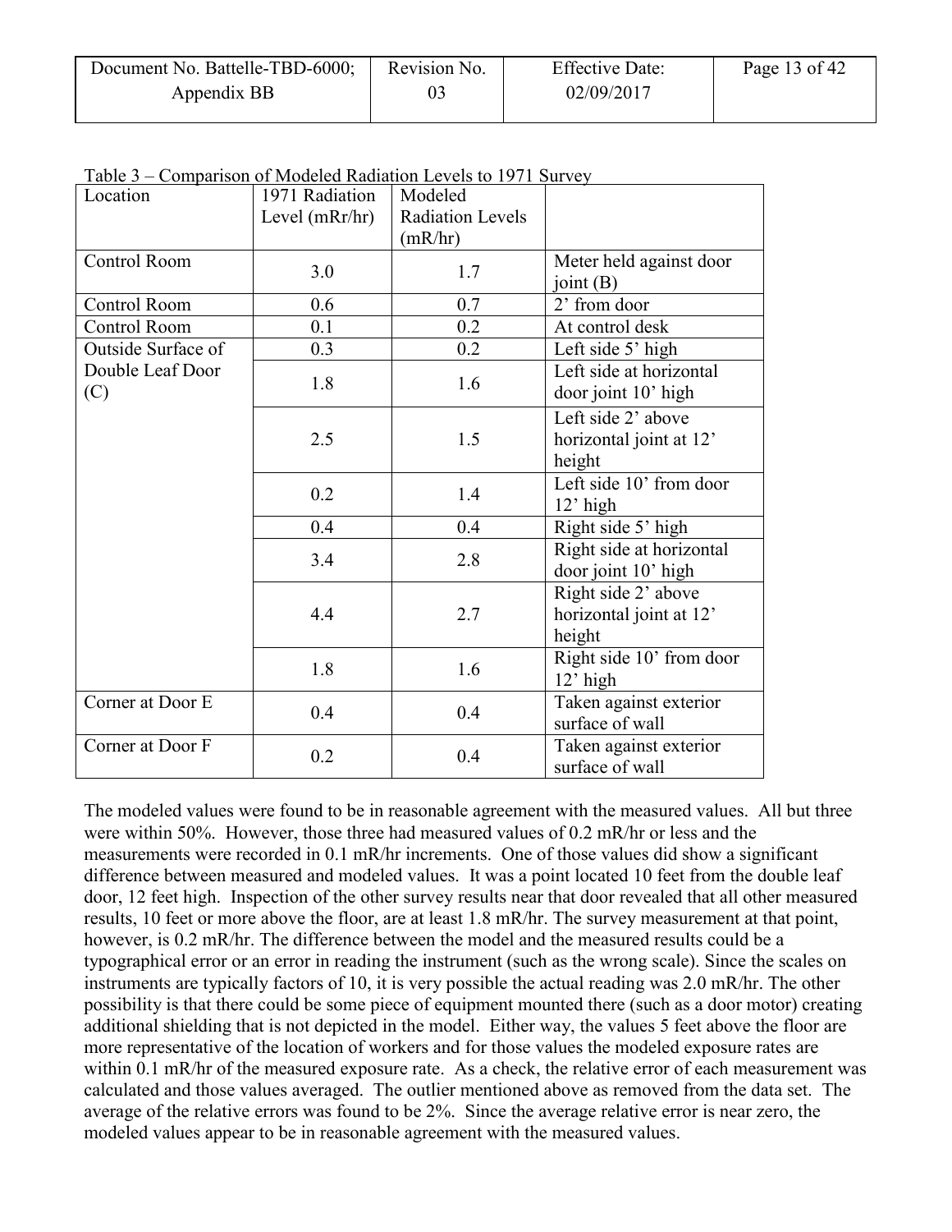Table 3 – Comparison of Modeled Radiation Levels to 1971 Survey

| Location | 1971 Radiation Level (mRr/hr) | Modeled Radiation Levels (mR/hr) | |
|---|---|---|---|
| Control Room | 3.0 | 1.7 | Meter held against door joint (B) |
| Control Room | 0.6 | 0.7 | 2' from door |
| Control Room | 0.1 | 0.2 | At control desk |
| Outside Surface of Double Leaf Door (C) | 0.3 | 0.2 | Left side 5' high |
| | 1.8 | 1.6 | Left side at horizontal door joint 10' high |
| | 2.5 | 1.5 | Left side 2' above horizontal joint at 12' height |
| | 0.2 | 1.4 | Left side 10' from door 12' high |
| | 0.4 | 0.4 | Right side 5' high |
| | 3.4 | 2.8 | Right side at horizontal door joint 10' high |
| | 4.4 | 2.7 | Right side 2' above horizontal joint at 12' height |
| | 1.8 | 1.6 | Right side 10' from door 12' high |
| Corner at Door E | 0.4 | 0.4 | Taken against exterior surface of wall |
| Corner at Door F | 0.2 | 0.4 | Taken against exterior surface of wall |

The modeled values were found to be in reasonable agreement with the measured values. All but three were within 50%. However, those three had measured values of 0.2 mR/hr or less and the measurements were recorded in 0.1 mR/hr increments. One of those values did show a significant difference between measured and modeled values. It was a point located 10 feet from the double leaf door, 12 feet high. Inspection of the other survey results near that door revealed that all other measured results, 10 feet or more above the floor, are at least 1.8 mR/hr. The survey measurement at that point, however, is 0.2 mR/hr. The difference between the model and the measured results could be a typographical error or an error in reading the instrument (such as the wrong scale). Since the scales on instruments are typically factors of 10, it is very possible the actual reading was 2.0 mR/hr. The other possibility is that there could be some piece of equipment mounted there (such as a door motor) creating additional shielding that is not depicted in the model. Either way, the values 5 feet above the floor are more representative of the location of workers and for those values the modeled exposure rates are within 0.1 mR/hr of the measured exposure rate. As a check, the relative error of each measurement was calculated and those values averaged. The outlier mentioned above as removed from the data set. The average of the relative errors was found to be 2%. Since the average relative error is near zero, the modeled values appear to be in reasonable agreement with the measured values.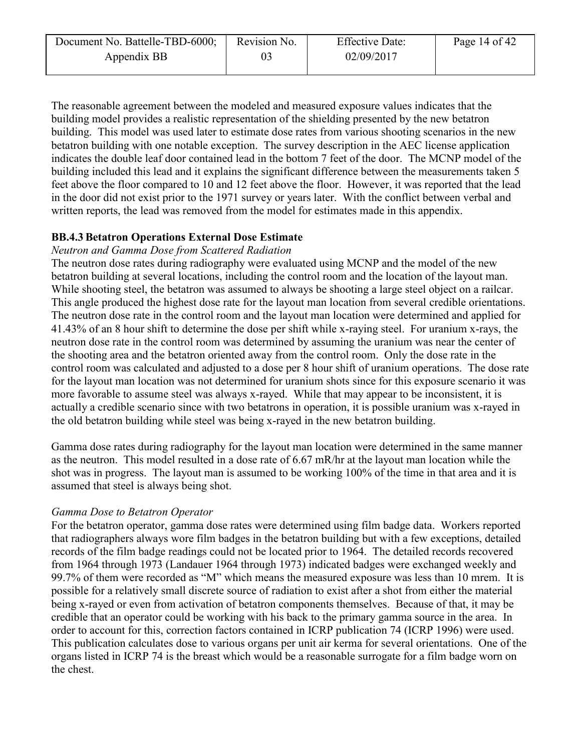The reasonable agreement between the modeled and measured exposure values indicates that the building model provides a realistic representation of the shielding presented by the new betatron building. This model was used later to estimate dose rates from various shooting scenarios in the new betatron building with one notable exception. The survey description in the AEC license application indicates the double leaf door contained lead in the bottom 7 feet of the door. The MCNP model of the building included this lead and it explains the significant difference between the measurements taken 5 feet above the floor compared to 10 and 12 feet above the floor. However, it was reported that the lead in the door did not exist prior to the 1971 survey or years later. With the conflict between verbal and written reports, the lead was removed from the model for estimates made in this appendix.

### BB.4.3 Betatron Operations External Dose Estimate

*Neutron and Gamma Dose from Scattered Radiation*

The neutron dose rates during radiography were evaluated using MCNP and the model of the new betatron building at several locations, including the control room and the location of the layout man. While shooting steel, the betatron was assumed to always be shooting a large steel object on a railcar. This angle produced the highest dose rate for the layout man location from several credible orientations. The neutron dose rate in the control room and the layout man location were determined and applied for 41.43% of an 8 hour shift to determine the dose per shift while x-raying steel. For uranium x-rays, the neutron dose rate in the control room was determined by assuming the uranium was near the center of the shooting area and the betatron oriented away from the control room. Only the dose rate in the control room was calculated and adjusted to a dose per 8 hour shift of uranium operations. The dose rate for the layout man location was not determined for uranium shots since for this exposure scenario it was more favorable to assume steel was always x-rayed. While that may appear to be inconsistent, it is actually a credible scenario since with two betatrons in operation, it is possible uranium was x-rayed in the old betatron building while steel was being x-rayed in the new betatron building.

Gamma dose rates during radiography for the layout man location were determined in the same manner as the neutron. This model resulted in a dose rate of 6.67 mR/hr at the layout man location while the shot was in progress. The layout man is assumed to be working 100% of the time in that area and it is assumed that steel is always being shot.

*Gamma Dose to Betatron Operator*

For the betatron operator, gamma dose rates were determined using film badge data. Workers reported that radiographers always wore film badges in the betatron building but with a few exceptions, detailed records of the film badge readings could not be located prior to 1964. The detailed records recovered from 1964 through 1973 (Landauer 1964 through 1973) indicated badges were exchanged weekly and 99.7% of them were recorded as "M" which means the measured exposure was less than 10 mrem. It is possible for a relatively small discrete source of radiation to exist after a shot from either the material being x-rayed or even from activation of betatron components themselves. Because of that, it may be credible that an operator could be working with his back to the primary gamma source in the area. In order to account for this, correction factors contained in ICRP publication 74 (ICRP 1996) were used. This publication calculates dose to various organs per unit air kerma for several orientations. One of the organs listed in ICRP 74 is the breast which would be a reasonable surrogate for a film badge worn on the chest.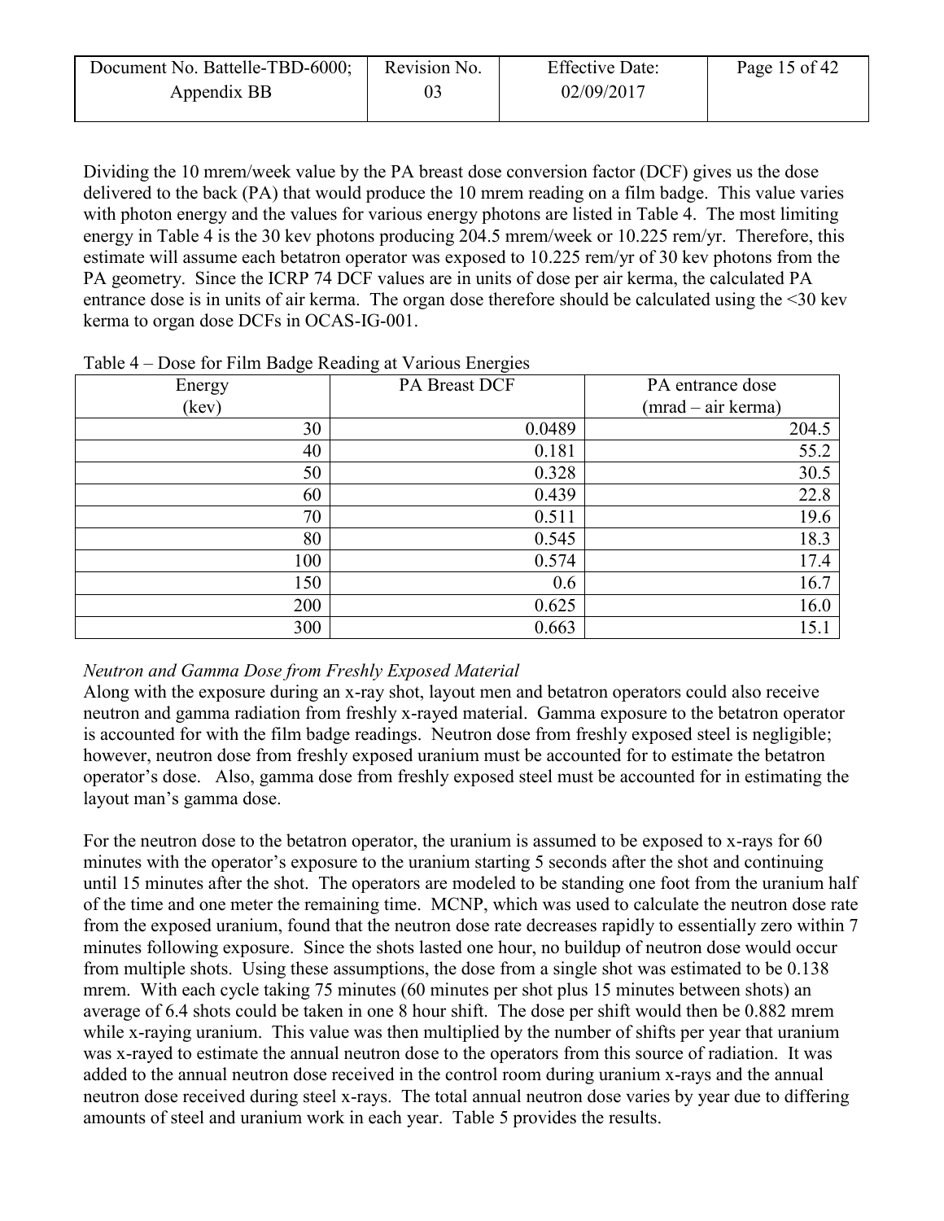Dividing the 10 mrem/week value by the PA breast dose conversion factor (DCF) gives us the dose delivered to the back (PA) that would produce the 10 mrem reading on a film badge. This value varies with photon energy and the values for various energy photons are listed in Table 4. The most limiting energy in Table 4 is the 30 kev photons producing 204.5 mrem/week or 10.225 rem/yr. Therefore, this estimate will assume each betatron operator was exposed to 10.225 rem/yr of 30 kev photons from the PA geometry. Since the ICRP 74 DCF values are in units of dose per air kerma, the calculated PA entrance dose is in units of air kerma. The organ dose therefore should be calculated using the <30 kev kerma to organ dose DCFs in OCAS-IG-001.

Table 4 – Dose for Film Badge Reading at Various Energies

| Energy (kev) | PA Breast DCF | PA entrance dose (mrad – air kerma) |
|---|---|---|
| 30 | 0.0489 | 204.5 |
| 40 | 0.181 | 55.2 |
| 50 | 0.328 | 30.5 |
| 60 | 0.439 | 22.8 |
| 70 | 0.511 | 19.6 |
| 80 | 0.545 | 18.3 |
| 100 | 0.574 | 17.4 |
| 150 | 0.6 | 16.7 |
| 200 | 0.625 | 16.0 |
| 300 | 0.663 | 15.1 |

*Neutron and Gamma Dose from Freshly Exposed Material*

Along with the exposure during an x-ray shot, layout men and betatron operators could also receive neutron and gamma radiation from freshly x-rayed material. Gamma exposure to the betatron operator is accounted for with the film badge readings. Neutron dose from freshly exposed steel is negligible; however, neutron dose from freshly exposed uranium must be accounted for to estimate the betatron operator's dose. Also, gamma dose from freshly exposed steel must be accounted for in estimating the layout man's gamma dose.

For the neutron dose to the betatron operator, the uranium is assumed to be exposed to x-rays for 60 minutes with the operator's exposure to the uranium starting 5 seconds after the shot and continuing until 15 minutes after the shot. The operators are modeled to be standing one foot from the uranium half of the time and one meter the remaining time. MCNP, which was used to calculate the neutron dose rate from the exposed uranium, found that the neutron dose rate decreases rapidly to essentially zero within 7 minutes following exposure. Since the shots lasted one hour, no buildup of neutron dose would occur from multiple shots. Using these assumptions, the dose from a single shot was estimated to be 0.138 mrem. With each cycle taking 75 minutes (60 minutes per shot plus 15 minutes between shots) an average of 6.4 shots could be taken in one 8 hour shift. The dose per shift would then be 0.882 mrem while x-raying uranium. This value was then multiplied by the number of shifts per year that uranium was x-rayed to estimate the annual neutron dose to the operators from this source of radiation. It was added to the annual neutron dose received in the control room during uranium x-rays and the annual neutron dose received during steel x-rays. The total annual neutron dose varies by year due to differing amounts of steel and uranium work in each year. Table 5 provides the results.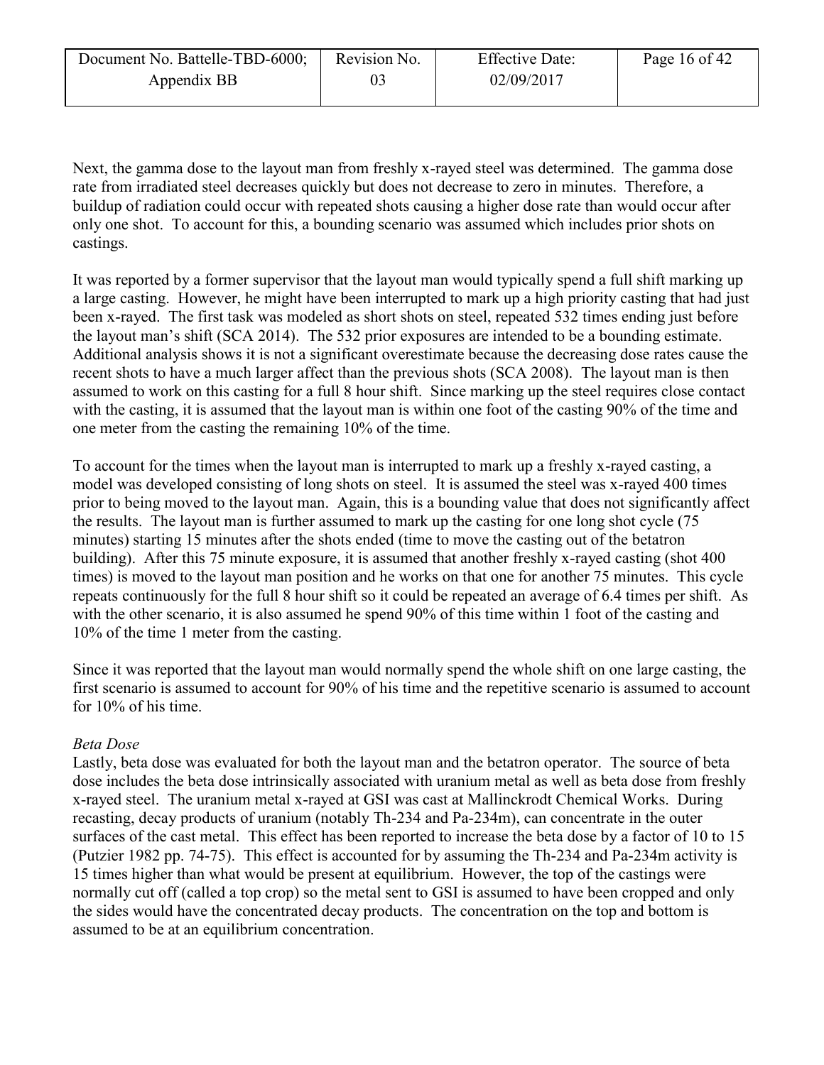Next, the gamma dose to the layout man from freshly x-rayed steel was determined. The gamma dose rate from irradiated steel decreases quickly but does not decrease to zero in minutes. Therefore, a buildup of radiation could occur with repeated shots causing a higher dose rate than would occur after only one shot. To account for this, a bounding scenario was assumed which includes prior shots on castings.

It was reported by a former supervisor that the layout man would typically spend a full shift marking up a large casting. However, he might have been interrupted to mark up a high priority casting that had just been x-rayed. The first task was modeled as short shots on steel, repeated 532 times ending just before the layout man's shift (SCA 2014). The 532 prior exposures are intended to be a bounding estimate. Additional analysis shows it is not a significant overestimate because the decreasing dose rates cause the recent shots to have a much larger affect than the previous shots (SCA 2008). The layout man is then assumed to work on this casting for a full 8 hour shift. Since marking up the steel requires close contact with the casting, it is assumed that the layout man is within one foot of the casting 90% of the time and one meter from the casting the remaining 10% of the time.

To account for the times when the layout man is interrupted to mark up a freshly x-rayed casting, a model was developed consisting of long shots on steel. It is assumed the steel was x-rayed 400 times prior to being moved to the layout man. Again, this is a bounding value that does not significantly affect the results. The layout man is further assumed to mark up the casting for one long shot cycle (75 minutes) starting 15 minutes after the shots ended (time to move the casting out of the betatron building). After this 75 minute exposure, it is assumed that another freshly x-rayed casting (shot 400 times) is moved to the layout man position and he works on that one for another 75 minutes. This cycle repeats continuously for the full 8 hour shift so it could be repeated an average of 6.4 times per shift. As with the other scenario, it is also assumed he spend 90% of this time within 1 foot of the casting and 10% of the time 1 meter from the casting.

Since it was reported that the layout man would normally spend the whole shift on one large casting, the first scenario is assumed to account for 90% of his time and the repetitive scenario is assumed to account for 10% of his time.

*Beta Dose*

Lastly, beta dose was evaluated for both the layout man and the betatron operator. The source of beta dose includes the beta dose intrinsically associated with uranium metal as well as beta dose from freshly x-rayed steel. The uranium metal x-rayed at GSI was cast at Mallinckrodt Chemical Works. During recasting, decay products of uranium (notably Th-234 and Pa-234m), can concentrate in the outer surfaces of the cast metal. This effect has been reported to increase the beta dose by a factor of 10 to 15 (Putzier 1982 pp. 74-75). This effect is accounted for by assuming the Th-234 and Pa-234m activity is 15 times higher than what would be present at equilibrium. However, the top of the castings were normally cut off (called a top crop) so the metal sent to GSI is assumed to have been cropped and only the sides would have the concentrated decay products. The concentration on the top and bottom is assumed to be at an equilibrium concentration.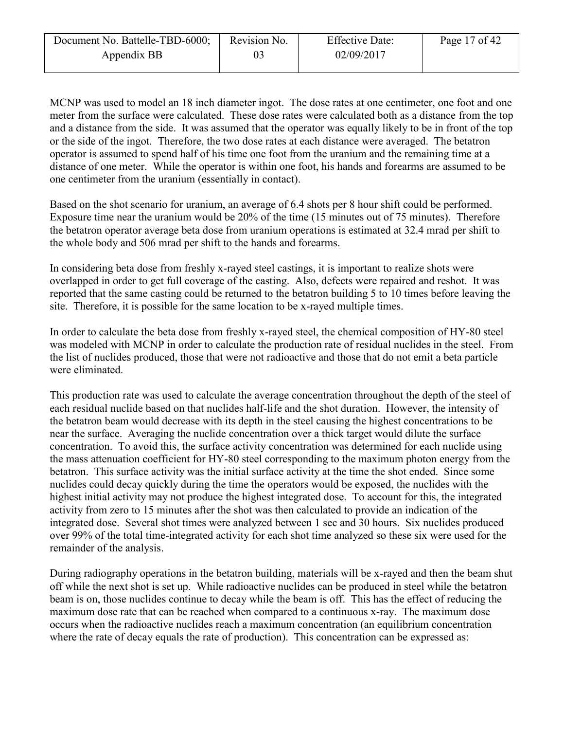MCNP was used to model an 18 inch diameter ingot. The dose rates at one centimeter, one foot and one meter from the surface were calculated. These dose rates were calculated both as a distance from the top and a distance from the side. It was assumed that the operator was equally likely to be in front of the top or the side of the ingot. Therefore, the two dose rates at each distance were averaged. The betatron operator is assumed to spend half of his time one foot from the uranium and the remaining time at a distance of one meter. While the operator is within one foot, his hands and forearms are assumed to be one centimeter from the uranium (essentially in contact).

Based on the shot scenario for uranium, an average of 6.4 shots per 8 hour shift could be performed. Exposure time near the uranium would be 20% of the time (15 minutes out of 75 minutes). Therefore the betatron operator average beta dose from uranium operations is estimated at 32.4 mrad per shift to the whole body and 506 mrad per shift to the hands and forearms.

In considering beta dose from freshly x-rayed steel castings, it is important to realize shots were overlapped in order to get full coverage of the casting. Also, defects were repaired and reshot. It was reported that the same casting could be returned to the betatron building 5 to 10 times before leaving the site. Therefore, it is possible for the same location to be x-rayed multiple times.

In order to calculate the beta dose from freshly x-rayed steel, the chemical composition of HY-80 steel was modeled with MCNP in order to calculate the production rate of residual nuclides in the steel. From the list of nuclides produced, those that were not radioactive and those that do not emit a beta particle were eliminated.

This production rate was used to calculate the average concentration throughout the depth of the steel of each residual nuclide based on that nuclides half-life and the shot duration. However, the intensity of the betatron beam would decrease with its depth in the steel causing the highest concentrations to be near the surface. Averaging the nuclide concentration over a thick target would dilute the surface concentration. To avoid this, the surface activity concentration was determined for each nuclide using the mass attenuation coefficient for HY-80 steel corresponding to the maximum photon energy from the betatron. This surface activity was the initial surface activity at the time the shot ended. Since some nuclides could decay quickly during the time the operators would be exposed, the nuclides with the highest initial activity may not produce the highest integrated dose. To account for this, the integrated activity from zero to 15 minutes after the shot was then calculated to provide an indication of the integrated dose. Several shot times were analyzed between 1 sec and 30 hours. Six nuclides produced over 99% of the total time-integrated activity for each shot time analyzed so these six were used for the remainder of the analysis.

During radiography operations in the betatron building, materials will be x-rayed and then the beam shut off while the next shot is set up. While radioactive nuclides can be produced in steel while the betatron beam is on, those nuclides continue to decay while the beam is off. This has the effect of reducing the maximum dose rate that can be reached when compared to a continuous x-ray. The maximum dose occurs when the radioactive nuclides reach a maximum concentration (an equilibrium concentration where the rate of decay equals the rate of production). This concentration can be expressed as: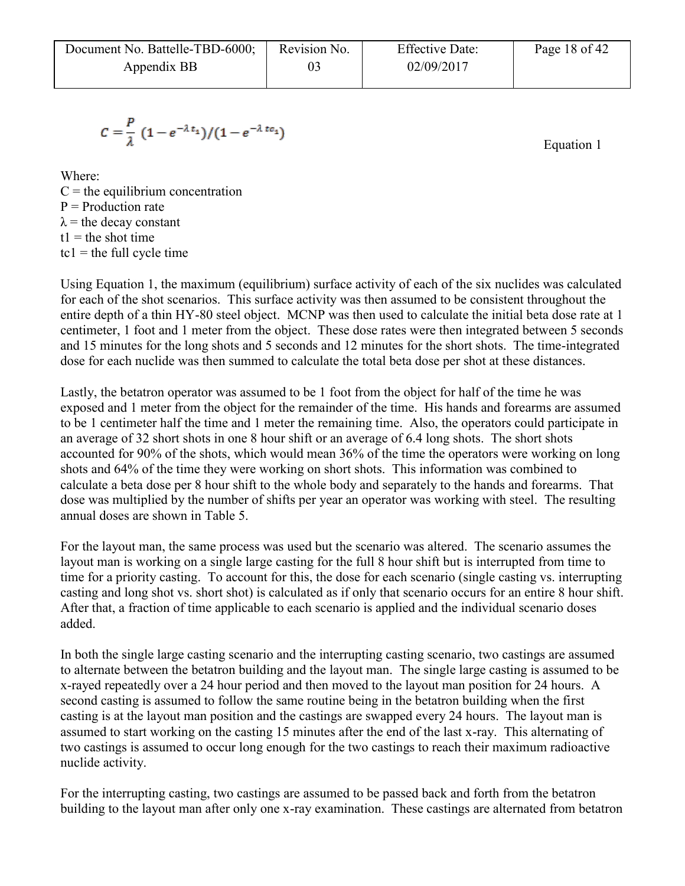$$C = \frac{P}{\lambda}\,(1 - e^{-\lambda t_1})/(1 - e^{-\lambda t c_1}) \qquad \text{Equation 1}$$

Where:
C = the equilibrium concentration
P = Production rate
λ = the decay constant
t1 = the shot time
tc1 = the full cycle time

Using Equation 1, the maximum (equilibrium) surface activity of each of the six nuclides was calculated for each of the shot scenarios. This surface activity was then assumed to be consistent throughout the entire depth of a thin HY-80 steel object. MCNP was then used to calculate the initial beta dose rate at 1 centimeter, 1 foot and 1 meter from the object. These dose rates were then integrated between 5 seconds and 15 minutes for the long shots and 5 seconds and 12 minutes for the short shots. The time-integrated dose for each nuclide was then summed to calculate the total beta dose per shot at these distances.

Lastly, the betatron operator was assumed to be 1 foot from the object for half of the time he was exposed and 1 meter from the object for the remainder of the time. His hands and forearms are assumed to be 1 centimeter half the time and 1 meter the remaining time. Also, the operators could participate in an average of 32 short shots in one 8 hour shift or an average of 6.4 long shots. The short shots accounted for 90% of the shots, which would mean 36% of the time the operators were working on long shots and 64% of the time they were working on short shots. This information was combined to calculate a beta dose per 8 hour shift to the whole body and separately to the hands and forearms. That dose was multiplied by the number of shifts per year an operator was working with steel. The resulting annual doses are shown in Table 5.

For the layout man, the same process was used but the scenario was altered. The scenario assumes the layout man is working on a single large casting for the full 8 hour shift but is interrupted from time to time for a priority casting. To account for this, the dose for each scenario (single casting vs. interrupting casting and long shot vs. short shot) is calculated as if only that scenario occurs for an entire 8 hour shift. After that, a fraction of time applicable to each scenario is applied and the individual scenario doses added.

In both the single large casting scenario and the interrupting casting scenario, two castings are assumed to alternate between the betatron building and the layout man. The single large casting is assumed to be x-rayed repeatedly over a 24 hour period and then moved to the layout man position for 24 hours. A second casting is assumed to follow the same routine being in the betatron building when the first casting is at the layout man position and the castings are swapped every 24 hours. The layout man is assumed to start working on the casting 15 minutes after the end of the last x-ray. This alternating of two castings is assumed to occur long enough for the two castings to reach their maximum radioactive nuclide activity.

For the interrupting casting, two castings are assumed to be passed back and forth from the betatron building to the layout man after only one x-ray examination. These castings are alternated from betatron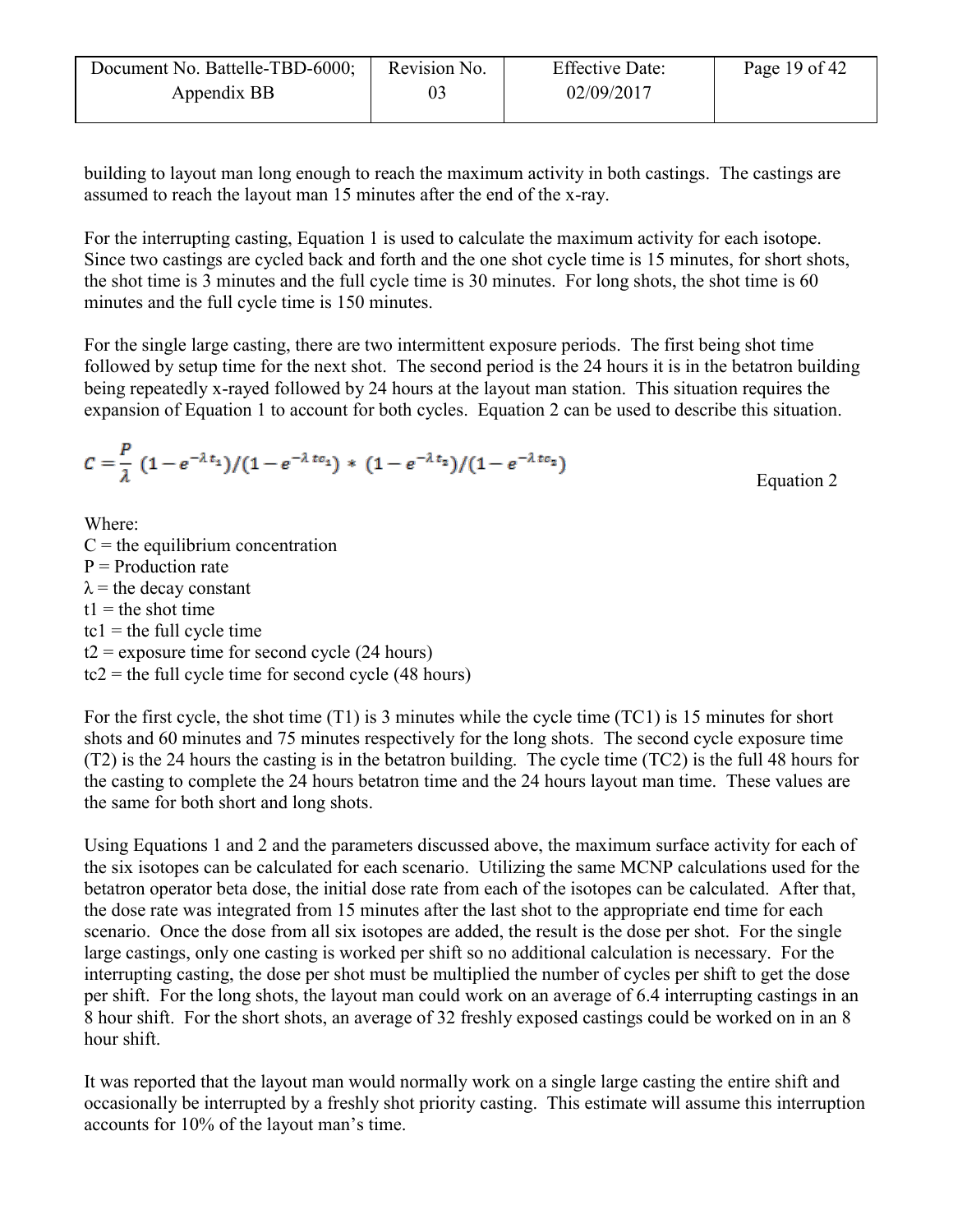building to layout man long enough to reach the maximum activity in both castings. The castings are assumed to reach the layout man 15 minutes after the end of the x-ray.

For the interrupting casting, Equation 1 is used to calculate the maximum activity for each isotope. Since two castings are cycled back and forth and the one shot cycle time is 15 minutes, for short shots, the shot time is 3 minutes and the full cycle time is 30 minutes. For long shots, the shot time is 60 minutes and the full cycle time is 150 minutes.

For the single large casting, there are two intermittent exposure periods. The first being shot time followed by setup time for the next shot. The second period is the 24 hours it is in the betatron building being repeatedly x-rayed followed by 24 hours at the layout man station. This situation requires the expansion of Equation 1 to account for both cycles. Equation 2 can be used to describe this situation.

$$C = \frac{P}{\lambda}\,(1 - e^{-\lambda t_1})/(1 - e^{-\lambda tc_1}) * (1 - e^{-\lambda t_2})/(1 - e^{-\lambda tc_2}) \qquad \text{Equation 2}$$

Where:
C = the equilibrium concentration
P = Production rate
$\lambda$ = the decay constant
t1 = the shot time
tc1 = the full cycle time
t2 = exposure time for second cycle (24 hours)
tc2 = the full cycle time for second cycle (48 hours)

For the first cycle, the shot time (T1) is 3 minutes while the cycle time (TC1) is 15 minutes for short shots and 60 minutes and 75 minutes respectively for the long shots. The second cycle exposure time (T2) is the 24 hours the casting is in the betatron building. The cycle time (TC2) is the full 48 hours for the casting to complete the 24 hours betatron time and the 24 hours layout man time. These values are the same for both short and long shots.

Using Equations 1 and 2 and the parameters discussed above, the maximum surface activity for each of the six isotopes can be calculated for each scenario. Utilizing the same MCNP calculations used for the betatron operator beta dose, the initial dose rate from each of the isotopes can be calculated. After that, the dose rate was integrated from 15 minutes after the last shot to the appropriate end time for each scenario. Once the dose from all six isotopes are added, the result is the dose per shot. For the single large castings, only one casting is worked per shift so no additional calculation is necessary. For the interrupting casting, the dose per shot must be multiplied the number of cycles per shift to get the dose per shift. For the long shots, the layout man could work on an average of 6.4 interrupting castings in an 8 hour shift. For the short shots, an average of 32 freshly exposed castings could be worked on in an 8 hour shift.

It was reported that the layout man would normally work on a single large casting the entire shift and occasionally be interrupted by a freshly shot priority casting. This estimate will assume this interruption accounts for 10% of the layout man's time.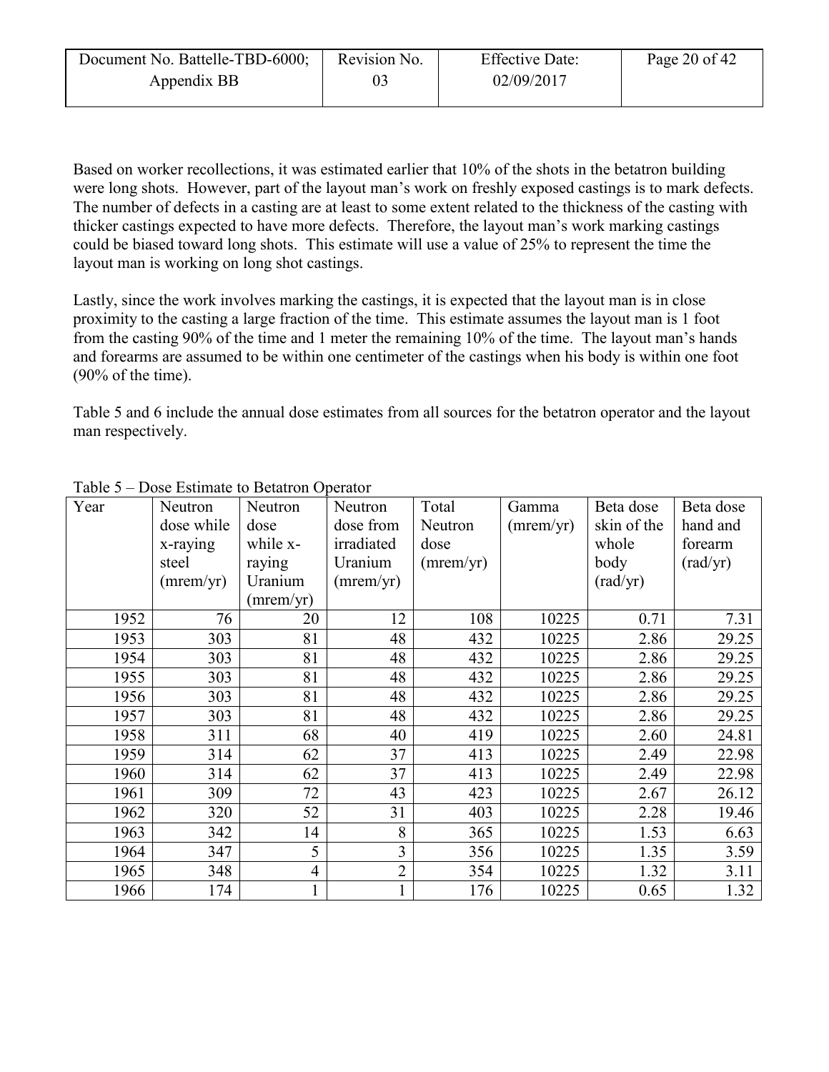Based on worker recollections, it was estimated earlier that 10% of the shots in the betatron building were long shots. However, part of the layout man's work on freshly exposed castings is to mark defects. The number of defects in a casting are at least to some extent related to the thickness of the casting with thicker castings expected to have more defects. Therefore, the layout man's work marking castings could be biased toward long shots. This estimate will use a value of 25% to represent the time the layout man is working on long shot castings.

Lastly, since the work involves marking the castings, it is expected that the layout man is in close proximity to the casting a large fraction of the time. This estimate assumes the layout man is 1 foot from the casting 90% of the time and 1 meter the remaining 10% of the time. The layout man's hands and forearms are assumed to be within one centimeter of the castings when his body is within one foot (90% of the time).

Table 5 and 6 include the annual dose estimates from all sources for the betatron operator and the layout man respectively.

Table 5 – Dose Estimate to Betatron Operator

| Year | Neutron dose while x-raying steel (mrem/yr) | Neutron dose while x-raying Uranium (mrem/yr) | Neutron dose from irradiated Uranium (mrem/yr) | Total Neutron dose (mrem/yr) | Gamma (mrem/yr) | Beta dose skin of the whole body (rad/yr) | Beta dose hand and forearm (rad/yr) |
|---|---|---|---|---|---|---|---|
| 1952 | 76 | 20 | 12 | 108 | 10225 | 0.71 | 7.31 |
| 1953 | 303 | 81 | 48 | 432 | 10225 | 2.86 | 29.25 |
| 1954 | 303 | 81 | 48 | 432 | 10225 | 2.86 | 29.25 |
| 1955 | 303 | 81 | 48 | 432 | 10225 | 2.86 | 29.25 |
| 1956 | 303 | 81 | 48 | 432 | 10225 | 2.86 | 29.25 |
| 1957 | 303 | 81 | 48 | 432 | 10225 | 2.86 | 29.25 |
| 1958 | 311 | 68 | 40 | 419 | 10225 | 2.60 | 24.81 |
| 1959 | 314 | 62 | 37 | 413 | 10225 | 2.49 | 22.98 |
| 1960 | 314 | 62 | 37 | 413 | 10225 | 2.49 | 22.98 |
| 1961 | 309 | 72 | 43 | 423 | 10225 | 2.67 | 26.12 |
| 1962 | 320 | 52 | 31 | 403 | 10225 | 2.28 | 19.46 |
| 1963 | 342 | 14 | 8 | 365 | 10225 | 1.53 | 6.63 |
| 1964 | 347 | 5 | 3 | 356 | 10225 | 1.35 | 3.59 |
| 1965 | 348 | 4 | 2 | 354 | 10225 | 1.32 | 3.11 |
| 1966 | 174 | 1 | 1 | 176 | 10225 | 0.65 | 1.32 |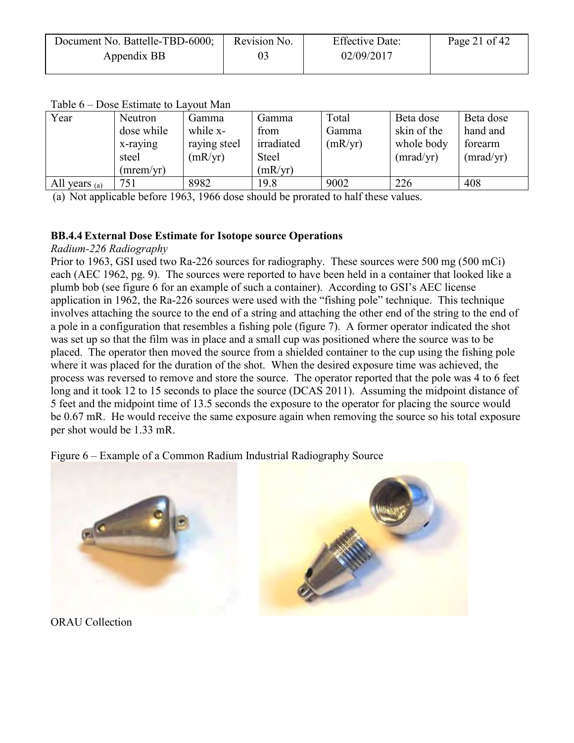Table 6 – Dose Estimate to Layout Man

| Year | Neutron dose while x-raying steel (mrem/yr) | Gamma while x-raying steel (mR/yr) | Gamma from irradiated Steel (mR/yr) | Total Gamma (mR/yr) | Beta dose skin of the whole body (mrad/yr) | Beta dose hand and forearm (mrad/yr) |
|---|---|---|---|---|---|---|
| All years (a) | 751 | 8982 | 19.8 | 9002 | 226 | 408 |

(a) Not applicable before 1963, 1966 dose should be prorated to half these values.

### BB.4.4 External Dose Estimate for Isotope source Operations

*Radium-226 Radiography*

Prior to 1963, GSI used two Ra-226 sources for radiography. These sources were 500 mg (500 mCi) each (AEC 1962, pg. 9). The sources were reported to have been held in a container that looked like a plumb bob (see figure 6 for an example of such a container). According to GSI's AEC license application in 1962, the Ra-226 sources were used with the "fishing pole" technique. This technique involves attaching the source to the end of a string and attaching the other end of the string to the end of a pole in a configuration that resembles a fishing pole (figure 7). A former operator indicated the shot was set up so that the film was in place and a small cup was positioned where the source was to be placed. The operator then moved the source from a shielded container to the cup using the fishing pole where it was placed for the duration of the shot. When the desired exposure time was achieved, the process was reversed to remove and store the source. The operator reported that the pole was 4 to 6 feet long and it took 12 to 15 seconds to place the source (DCAS 2011). Assuming the midpoint distance of 5 feet and the midpoint time of 13.5 seconds the exposure to the operator for placing the source would be 0.67 mR. He would receive the same exposure again when removing the source so his total exposure per shot would be 1.33 mR.

Figure 6 – Example of a Common Radium Industrial Radiography Source

ORAU Collection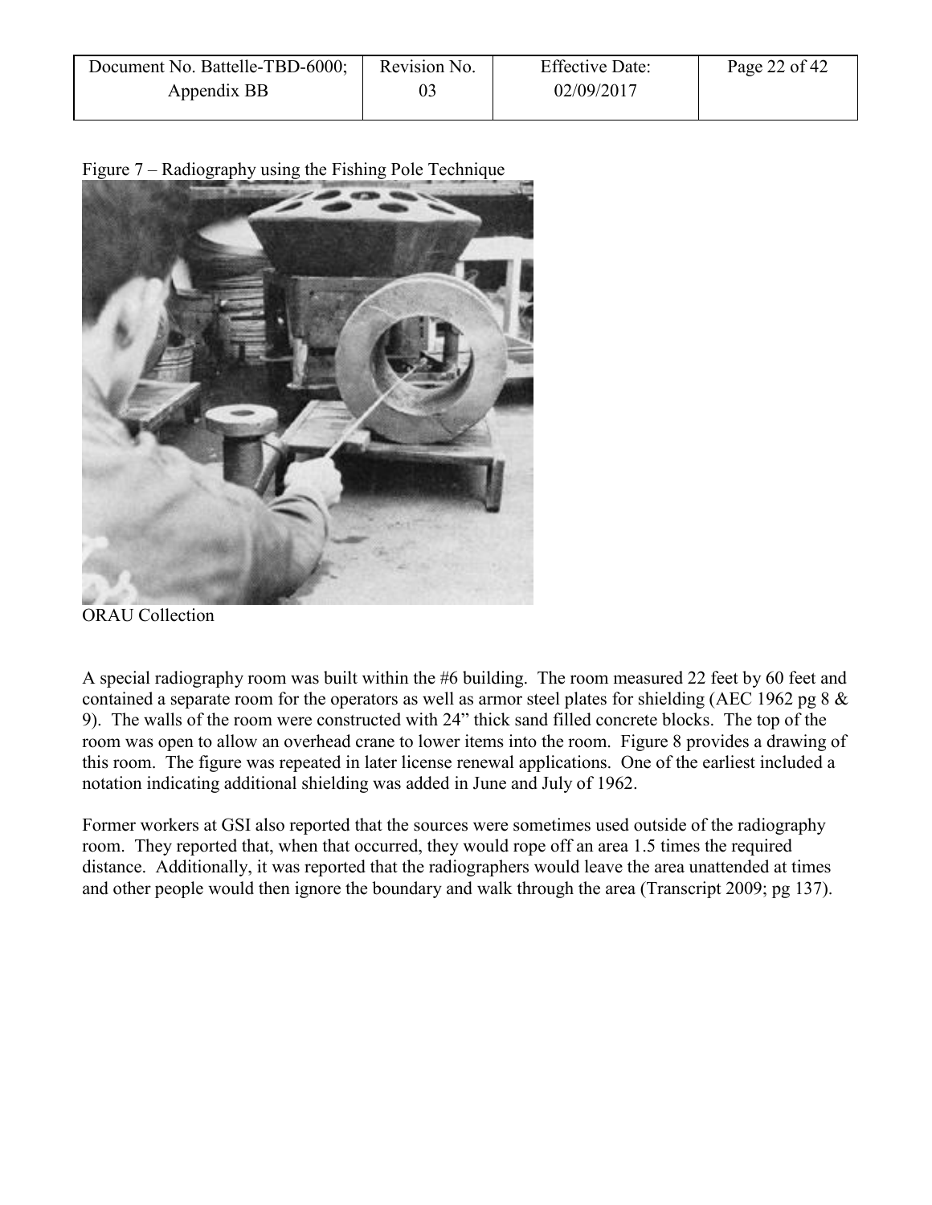Figure 7 – Radiography using the Fishing Pole Technique

ORAU Collection

A special radiography room was built within the #6 building. The room measured 22 feet by 60 feet and contained a separate room for the operators as well as armor steel plates for shielding (AEC 1962 pg 8 & 9). The walls of the room were constructed with 24" thick sand filled concrete blocks. The top of the room was open to allow an overhead crane to lower items into the room. Figure 8 provides a drawing of this room. The figure was repeated in later license renewal applications. One of the earliest included a notation indicating additional shielding was added in June and July of 1962.

Former workers at GSI also reported that the sources were sometimes used outside of the radiography room. They reported that, when that occurred, they would rope off an area 1.5 times the required distance. Additionally, it was reported that the radiographers would leave the area unattended at times and other people would then ignore the boundary and walk through the area (Transcript 2009; pg 137).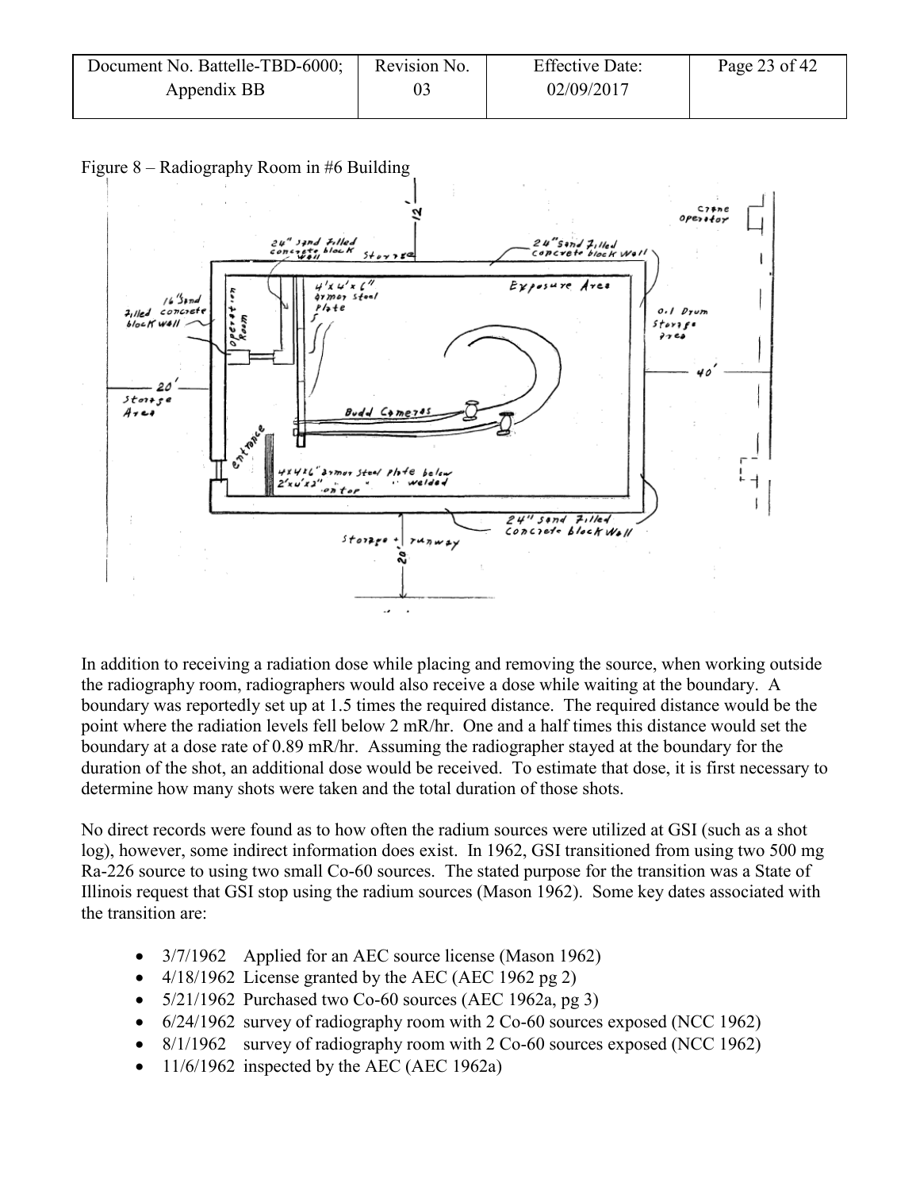Figure 8 – Radiography Room in #6 Building

In addition to receiving a radiation dose while placing and removing the source, when working outside the radiography room, radiographers would also receive a dose while waiting at the boundary. A boundary was reportedly set up at 1.5 times the required distance. The required distance would be the point where the radiation levels fell below 2 mR/hr. One and a half times this distance would set the boundary at a dose rate of 0.89 mR/hr. Assuming the radiographer stayed at the boundary for the duration of the shot, an additional dose would be received. To estimate that dose, it is first necessary to determine how many shots were taken and the total duration of those shots.

No direct records were found as to how often the radium sources were utilized at GSI (such as a shot log), however, some indirect information does exist. In 1962, GSI transitioned from using two 500 mg Ra-226 source to using two small Co-60 sources. The stated purpose for the transition was a State of Illinois request that GSI stop using the radium sources (Mason 1962). Some key dates associated with the transition are:

- 3/7/1962 Applied for an AEC source license (Mason 1962)
- 4/18/1962 License granted by the AEC (AEC 1962 pg 2)
- 5/21/1962 Purchased two Co-60 sources (AEC 1962a, pg 3)
- 6/24/1962 survey of radiography room with 2 Co-60 sources exposed (NCC 1962)
- 8/1/1962 survey of radiography room with 2 Co-60 sources exposed (NCC 1962)
- 11/6/1962 inspected by the AEC (AEC 1962a)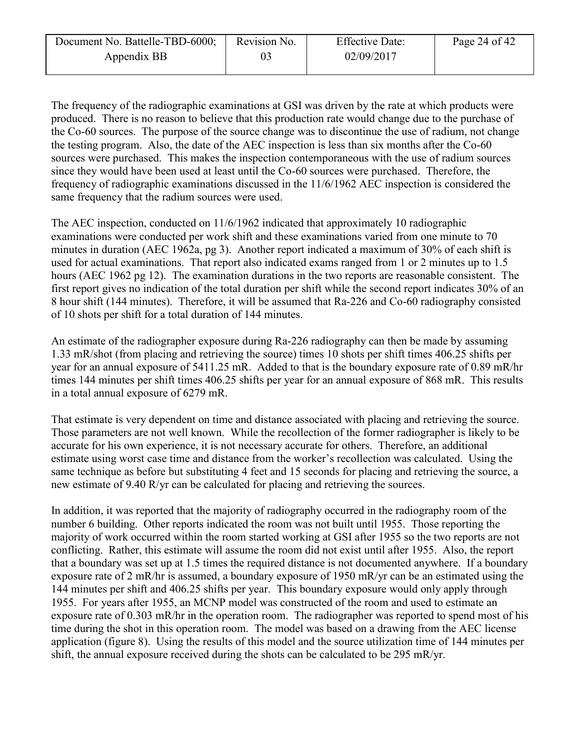The frequency of the radiographic examinations at GSI was driven by the rate at which products were produced. There is no reason to believe that this production rate would change due to the purchase of the Co-60 sources. The purpose of the source change was to discontinue the use of radium, not change the testing program. Also, the date of the AEC inspection is less than six months after the Co-60 sources were purchased. This makes the inspection contemporaneous with the use of radium sources since they would have been used at least until the Co-60 sources were purchased. Therefore, the frequency of radiographic examinations discussed in the 11/6/1962 AEC inspection is considered the same frequency that the radium sources were used.

The AEC inspection, conducted on 11/6/1962 indicated that approximately 10 radiographic examinations were conducted per work shift and these examinations varied from one minute to 70 minutes in duration (AEC 1962a, pg 3). Another report indicated a maximum of 30% of each shift is used for actual examinations. That report also indicated exams ranged from 1 or 2 minutes up to 1.5 hours (AEC 1962 pg 12). The examination durations in the two reports are reasonable consistent. The first report gives no indication of the total duration per shift while the second report indicates 30% of an 8 hour shift (144 minutes). Therefore, it will be assumed that Ra-226 and Co-60 radiography consisted of 10 shots per shift for a total duration of 144 minutes.

An estimate of the radiographer exposure during Ra-226 radiography can then be made by assuming 1.33 mR/shot (from placing and retrieving the source) times 10 shots per shift times 406.25 shifts per year for an annual exposure of 5411.25 mR. Added to that is the boundary exposure rate of 0.89 mR/hr times 144 minutes per shift times 406.25 shifts per year for an annual exposure of 868 mR. This results in a total annual exposure of 6279 mR.

That estimate is very dependent on time and distance associated with placing and retrieving the source. Those parameters are not well known. While the recollection of the former radiographer is likely to be accurate for his own experience, it is not necessary accurate for others. Therefore, an additional estimate using worst case time and distance from the worker's recollection was calculated. Using the same technique as before but substituting 4 feet and 15 seconds for placing and retrieving the source, a new estimate of 9.40 R/yr can be calculated for placing and retrieving the sources.

In addition, it was reported that the majority of radiography occurred in the radiography room of the number 6 building. Other reports indicated the room was not built until 1955. Those reporting the majority of work occurred within the room started working at GSI after 1955 so the two reports are not conflicting. Rather, this estimate will assume the room did not exist until after 1955. Also, the report that a boundary was set up at 1.5 times the required distance is not documented anywhere. If a boundary exposure rate of 2 mR/hr is assumed, a boundary exposure of 1950 mR/yr can be an estimated using the 144 minutes per shift and 406.25 shifts per year. This boundary exposure would only apply through 1955. For years after 1955, an MCNP model was constructed of the room and used to estimate an exposure rate of 0.303 mR/hr in the operation room. The radiographer was reported to spend most of his time during the shot in this operation room. The model was based on a drawing from the AEC license application (figure 8). Using the results of this model and the source utilization time of 144 minutes per shift, the annual exposure received during the shots can be calculated to be 295 mR/yr.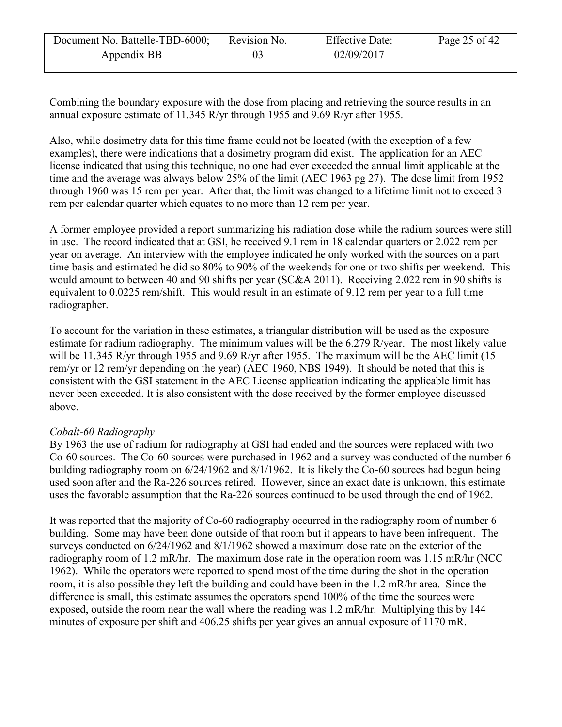Combining the boundary exposure with the dose from placing and retrieving the source results in an annual exposure estimate of 11.345 R/yr through 1955 and 9.69 R/yr after 1955.

Also, while dosimetry data for this time frame could not be located (with the exception of a few examples), there were indications that a dosimetry program did exist. The application for an AEC license indicated that using this technique, no one had ever exceeded the annual limit applicable at the time and the average was always below 25% of the limit (AEC 1963 pg 27). The dose limit from 1952 through 1960 was 15 rem per year. After that, the limit was changed to a lifetime limit not to exceed 3 rem per calendar quarter which equates to no more than 12 rem per year.

A former employee provided a report summarizing his radiation dose while the radium sources were still in use. The record indicated that at GSI, he received 9.1 rem in 18 calendar quarters or 2.022 rem per year on average. An interview with the employee indicated he only worked with the sources on a part time basis and estimated he did so 80% to 90% of the weekends for one or two shifts per weekend. This would amount to between 40 and 90 shifts per year (SC&A 2011). Receiving 2.022 rem in 90 shifts is equivalent to 0.0225 rem/shift. This would result in an estimate of 9.12 rem per year to a full time radiographer.

To account for the variation in these estimates, a triangular distribution will be used as the exposure estimate for radium radiography. The minimum values will be the 6.279 R/year. The most likely value will be 11.345 R/yr through 1955 and 9.69 R/yr after 1955. The maximum will be the AEC limit (15 rem/yr or 12 rem/yr depending on the year) (AEC 1960, NBS 1949). It should be noted that this is consistent with the GSI statement in the AEC License application indicating the applicable limit has never been exceeded. It is also consistent with the dose received by the former employee discussed above.

*Cobalt-60 Radiography*

By 1963 the use of radium for radiography at GSI had ended and the sources were replaced with two Co-60 sources. The Co-60 sources were purchased in 1962 and a survey was conducted of the number 6 building radiography room on 6/24/1962 and 8/1/1962. It is likely the Co-60 sources had begun being used soon after and the Ra-226 sources retired. However, since an exact date is unknown, this estimate uses the favorable assumption that the Ra-226 sources continued to be used through the end of 1962.

It was reported that the majority of Co-60 radiography occurred in the radiography room of number 6 building. Some may have been done outside of that room but it appears to have been infrequent. The surveys conducted on 6/24/1962 and 8/1/1962 showed a maximum dose rate on the exterior of the radiography room of 1.2 mR/hr. The maximum dose rate in the operation room was 1.15 mR/hr (NCC 1962). While the operators were reported to spend most of the time during the shot in the operation room, it is also possible they left the building and could have been in the 1.2 mR/hr area. Since the difference is small, this estimate assumes the operators spend 100% of the time the sources were exposed, outside the room near the wall where the reading was 1.2 mR/hr. Multiplying this by 144 minutes of exposure per shift and 406.25 shifts per year gives an annual exposure of 1170 mR.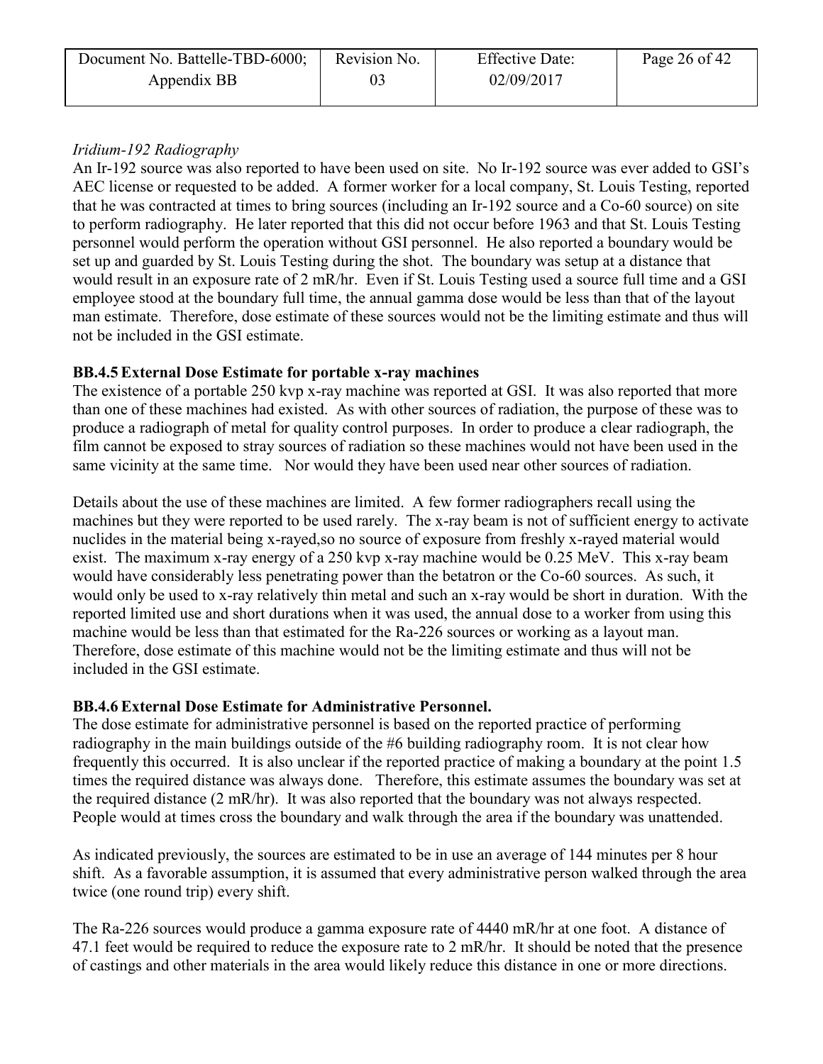*Iridium-192 Radiography*

An Ir-192 source was also reported to have been used on site. No Ir-192 source was ever added to GSI's AEC license or requested to be added. A former worker for a local company, St. Louis Testing, reported that he was contracted at times to bring sources (including an Ir-192 source and a Co-60 source) on site to perform radiography. He later reported that this did not occur before 1963 and that St. Louis Testing personnel would perform the operation without GSI personnel. He also reported a boundary would be set up and guarded by St. Louis Testing during the shot. The boundary was setup at a distance that would result in an exposure rate of 2 mR/hr. Even if St. Louis Testing used a source full time and a GSI employee stood at the boundary full time, the annual gamma dose would be less than that of the layout man estimate. Therefore, dose estimate of these sources would not be the limiting estimate and thus will not be included in the GSI estimate.

### BB.4.5 External Dose Estimate for portable x-ray machines

The existence of a portable 250 kvp x-ray machine was reported at GSI. It was also reported that more than one of these machines had existed. As with other sources of radiation, the purpose of these was to produce a radiograph of metal for quality control purposes. In order to produce a clear radiograph, the film cannot be exposed to stray sources of radiation so these machines would not have been used in the same vicinity at the same time. Nor would they have been used near other sources of radiation.

Details about the use of these machines are limited. A few former radiographers recall using the machines but they were reported to be used rarely. The x-ray beam is not of sufficient energy to activate nuclides in the material being x-rayed,so no source of exposure from freshly x-rayed material would exist. The maximum x-ray energy of a 250 kvp x-ray machine would be 0.25 MeV. This x-ray beam would have considerably less penetrating power than the betatron or the Co-60 sources. As such, it would only be used to x-ray relatively thin metal and such an x-ray would be short in duration. With the reported limited use and short durations when it was used, the annual dose to a worker from using this machine would be less than that estimated for the Ra-226 sources or working as a layout man. Therefore, dose estimate of this machine would not be the limiting estimate and thus will not be included in the GSI estimate.

### BB.4.6 External Dose Estimate for Administrative Personnel.

The dose estimate for administrative personnel is based on the reported practice of performing radiography in the main buildings outside of the #6 building radiography room. It is not clear how frequently this occurred. It is also unclear if the reported practice of making a boundary at the point 1.5 times the required distance was always done. Therefore, this estimate assumes the boundary was set at the required distance (2 mR/hr). It was also reported that the boundary was not always respected. People would at times cross the boundary and walk through the area if the boundary was unattended.

As indicated previously, the sources are estimated to be in use an average of 144 minutes per 8 hour shift. As a favorable assumption, it is assumed that every administrative person walked through the area twice (one round trip) every shift.

The Ra-226 sources would produce a gamma exposure rate of 4440 mR/hr at one foot. A distance of 47.1 feet would be required to reduce the exposure rate to 2 mR/hr. It should be noted that the presence of castings and other materials in the area would likely reduce this distance in one or more directions.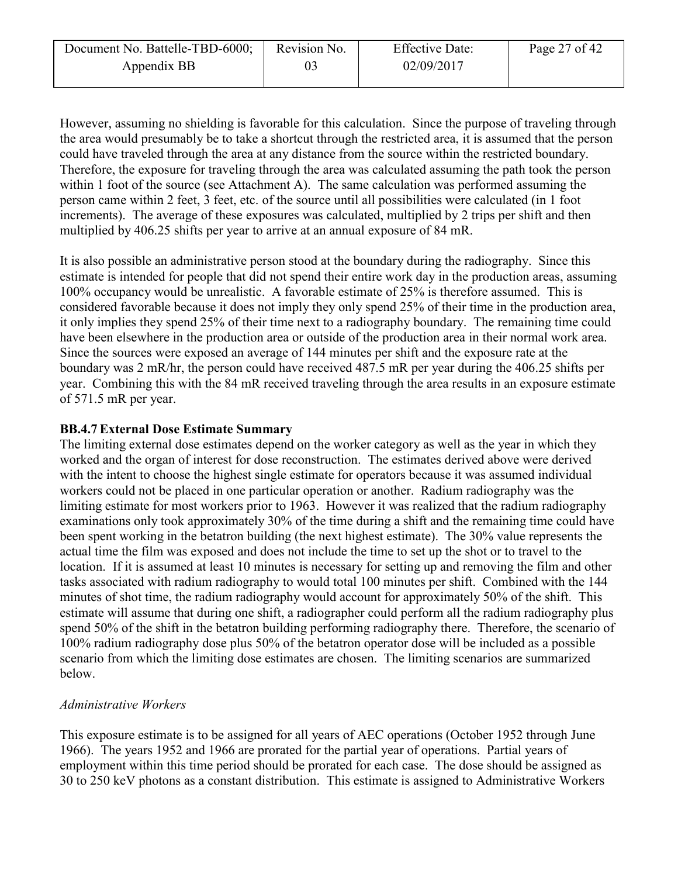However, assuming no shielding is favorable for this calculation. Since the purpose of traveling through the area would presumably be to take a shortcut through the restricted area, it is assumed that the person could have traveled through the area at any distance from the source within the restricted boundary. Therefore, the exposure for traveling through the area was calculated assuming the path took the person within 1 foot of the source (see Attachment A). The same calculation was performed assuming the person came within 2 feet, 3 feet, etc. of the source until all possibilities were calculated (in 1 foot increments). The average of these exposures was calculated, multiplied by 2 trips per shift and then multiplied by 406.25 shifts per year to arrive at an annual exposure of 84 mR.

It is also possible an administrative person stood at the boundary during the radiography. Since this estimate is intended for people that did not spend their entire work day in the production areas, assuming 100% occupancy would be unrealistic. A favorable estimate of 25% is therefore assumed. This is considered favorable because it does not imply they only spend 25% of their time in the production area, it only implies they spend 25% of their time next to a radiography boundary. The remaining time could have been elsewhere in the production area or outside of the production area in their normal work area. Since the sources were exposed an average of 144 minutes per shift and the exposure rate at the boundary was 2 mR/hr, the person could have received 487.5 mR per year during the 406.25 shifts per year. Combining this with the 84 mR received traveling through the area results in an exposure estimate of 571.5 mR per year.

### BB.4.7 External Dose Estimate Summary

The limiting external dose estimates depend on the worker category as well as the year in which they worked and the organ of interest for dose reconstruction. The estimates derived above were derived with the intent to choose the highest single estimate for operators because it was assumed individual workers could not be placed in one particular operation or another. Radium radiography was the limiting estimate for most workers prior to 1963. However it was realized that the radium radiography examinations only took approximately 30% of the time during a shift and the remaining time could have been spent working in the betatron building (the next highest estimate). The 30% value represents the actual time the film was exposed and does not include the time to set up the shot or to travel to the location. If it is assumed at least 10 minutes is necessary for setting up and removing the film and other tasks associated with radium radiography to would total 100 minutes per shift. Combined with the 144 minutes of shot time, the radium radiography would account for approximately 50% of the shift. This estimate will assume that during one shift, a radiographer could perform all the radium radiography plus spend 50% of the shift in the betatron building performing radiography there. Therefore, the scenario of 100% radium radiography dose plus 50% of the betatron operator dose will be included as a possible scenario from which the limiting dose estimates are chosen. The limiting scenarios are summarized below.

*Administrative Workers*

This exposure estimate is to be assigned for all years of AEC operations (October 1952 through June 1966). The years 1952 and 1966 are prorated for the partial year of operations. Partial years of employment within this time period should be prorated for each case. The dose should be assigned as 30 to 250 keV photons as a constant distribution. This estimate is assigned to Administrative Workers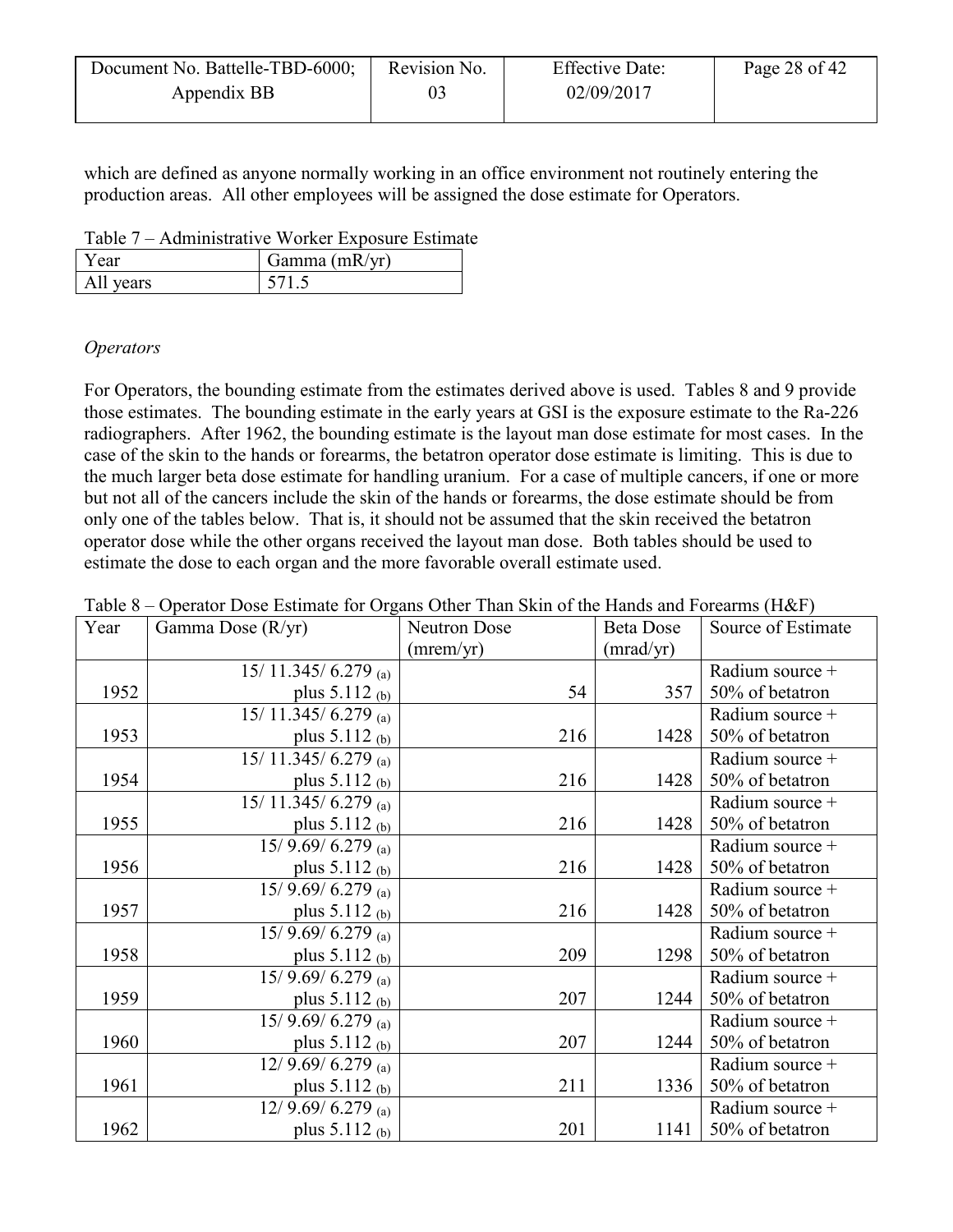which are defined as anyone normally working in an office environment not routinely entering the production areas. All other employees will be assigned the dose estimate for Operators.

Table 7 – Administrative Worker Exposure Estimate

| Year | Gamma (mR/yr) |
|---|---|
| All years | 571.5 |

*Operators*

For Operators, the bounding estimate from the estimates derived above is used. Tables 8 and 9 provide those estimates. The bounding estimate in the early years at GSI is the exposure estimate to the Ra-226 radiographers. After 1962, the bounding estimate is the layout man dose estimate for most cases. In the case of the skin to the hands or forearms, the betatron operator dose estimate is limiting. This is due to the much larger beta dose estimate for handling uranium. For a case of multiple cancers, if one or more but not all of the cancers include the skin of the hands or forearms, the dose estimate should be from only one of the tables below. That is, it should not be assumed that the skin received the betatron operator dose while the other organs received the layout man dose. Both tables should be used to estimate the dose to each organ and the more favorable overall estimate used.

Table 8 – Operator Dose Estimate for Organs Other Than Skin of the Hands and Forearms (H&F)

| Year | Gamma Dose (R/yr) | Neutron Dose (mrem/yr) | Beta Dose (mrad/yr) | Source of Estimate |
|---|---|---|---|---|
| 1952 | 15/ 11.345/ 6.279 (a) plus 5.112 (b) | 54 | 357 | Radium source + 50% of betatron |
| 1953 | 15/ 11.345/ 6.279 (a) plus 5.112 (b) | 216 | 1428 | Radium source + 50% of betatron |
| 1954 | 15/ 11.345/ 6.279 (a) plus 5.112 (b) | 216 | 1428 | Radium source + 50% of betatron |
| 1955 | 15/ 11.345/ 6.279 (a) plus 5.112 (b) | 216 | 1428 | Radium source + 50% of betatron |
| 1956 | 15/ 9.69/ 6.279 (a) plus 5.112 (b) | 216 | 1428 | Radium source + 50% of betatron |
| 1957 | 15/ 9.69/ 6.279 (a) plus 5.112 (b) | 216 | 1428 | Radium source + 50% of betatron |
| 1958 | 15/ 9.69/ 6.279 (a) plus 5.112 (b) | 209 | 1298 | Radium source + 50% of betatron |
| 1959 | 15/ 9.69/ 6.279 (a) plus 5.112 (b) | 207 | 1244 | Radium source + 50% of betatron |
| 1960 | 15/ 9.69/ 6.279 (a) plus 5.112 (b) | 207 | 1244 | Radium source + 50% of betatron |
| 1961 | 12/ 9.69/ 6.279 (a) plus 5.112 (b) | 211 | 1336 | Radium source + 50% of betatron |
| 1962 | 12/ 9.69/ 6.279 (a) plus 5.112 (b) | 201 | 1141 | Radium source + 50% of betatron |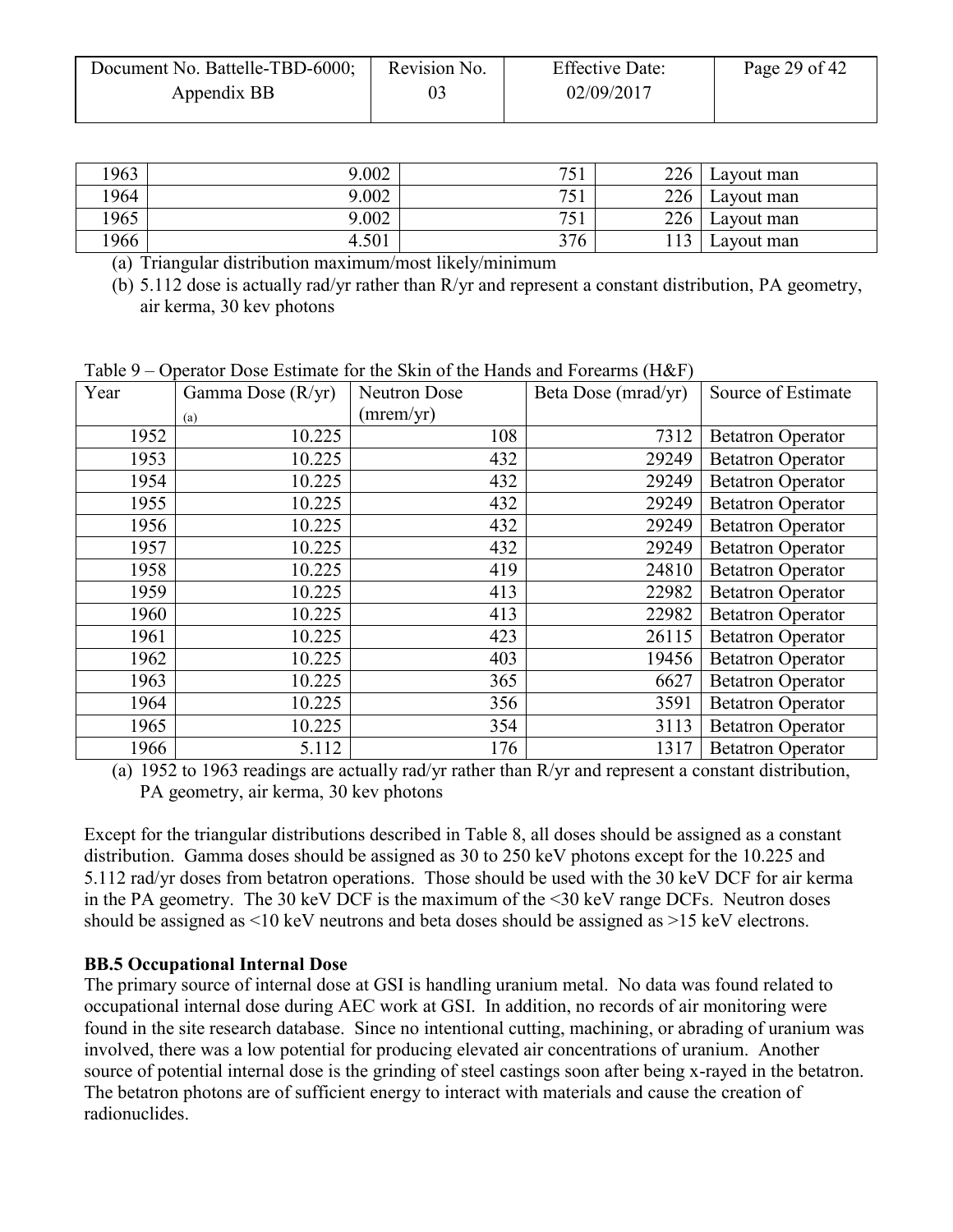| | | | | |
|---|---|---|---|---|
| 1963 | 9.002 | 751 | 226 | Layout man |
| 1964 | 9.002 | 751 | 226 | Layout man |
| 1965 | 9.002 | 751 | 226 | Layout man |
| 1966 | 4.501 | 376 | 113 | Layout man |

(a) Triangular distribution maximum/most likely/minimum

(b) 5.112 dose is actually rad/yr rather than R/yr and represent a constant distribution, PA geometry, air kerma, 30 kev photons

Table 9 – Operator Dose Estimate for the Skin of the Hands and Forearms (H&F)

| Year | Gamma Dose (R/yr) (a) | Neutron Dose (mrem/yr) | Beta Dose (mrad/yr) | Source of Estimate |
|---|---|---|---|---|
| 1952 | 10.225 | 108 | 7312 | Betatron Operator |
| 1953 | 10.225 | 432 | 29249 | Betatron Operator |
| 1954 | 10.225 | 432 | 29249 | Betatron Operator |
| 1955 | 10.225 | 432 | 29249 | Betatron Operator |
| 1956 | 10.225 | 432 | 29249 | Betatron Operator |
| 1957 | 10.225 | 432 | 29249 | Betatron Operator |
| 1958 | 10.225 | 419 | 24810 | Betatron Operator |
| 1959 | 10.225 | 413 | 22982 | Betatron Operator |
| 1960 | 10.225 | 413 | 22982 | Betatron Operator |
| 1961 | 10.225 | 423 | 26115 | Betatron Operator |
| 1962 | 10.225 | 403 | 19456 | Betatron Operator |
| 1963 | 10.225 | 365 | 6627 | Betatron Operator |
| 1964 | 10.225 | 356 | 3591 | Betatron Operator |
| 1965 | 10.225 | 354 | 3113 | Betatron Operator |
| 1966 | 5.112 | 176 | 1317 | Betatron Operator |

(a) 1952 to 1963 readings are actually rad/yr rather than R/yr and represent a constant distribution, PA geometry, air kerma, 30 kev photons

Except for the triangular distributions described in Table 8, all doses should be assigned as a constant distribution. Gamma doses should be assigned as 30 to 250 keV photons except for the 10.225 and 5.112 rad/yr doses from betatron operations. Those should be used with the 30 keV DCF for air kerma in the PA geometry. The 30 keV DCF is the maximum of the <30 keV range DCFs. Neutron doses should be assigned as <10 keV neutrons and beta doses should be assigned as >15 keV electrons.

**BB.5 Occupational Internal Dose**

The primary source of internal dose at GSI is handling uranium metal. No data was found related to occupational internal dose during AEC work at GSI. In addition, no records of air monitoring were found in the site research database. Since no intentional cutting, machining, or abrading of uranium was involved, there was a low potential for producing elevated air concentrations of uranium. Another source of potential internal dose is the grinding of steel castings soon after being x-rayed in the betatron. The betatron photons are of sufficient energy to interact with materials and cause the creation of radionuclides.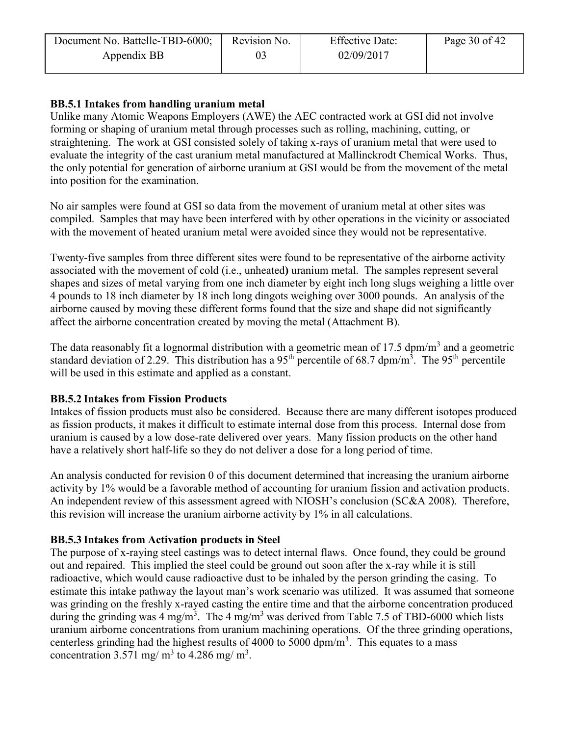### BB.5.1 Intakes from handling uranium metal

Unlike many Atomic Weapons Employers (AWE) the AEC contracted work at GSI did not involve forming or shaping of uranium metal through processes such as rolling, machining, cutting, or straightening. The work at GSI consisted solely of taking x-rays of uranium metal that were used to evaluate the integrity of the cast uranium metal manufactured at Mallinckrodt Chemical Works. Thus, the only potential for generation of airborne uranium at GSI would be from the movement of the metal into position for the examination.

No air samples were found at GSI so data from the movement of uranium metal at other sites was compiled. Samples that may have been interfered with by other operations in the vicinity or associated with the movement of heated uranium metal were avoided since they would not be representative.

Twenty-five samples from three different sites were found to be representative of the airborne activity associated with the movement of cold (i.e., unheated**)** uranium metal. The samples represent several shapes and sizes of metal varying from one inch diameter by eight inch long slugs weighing a little over 4 pounds to 18 inch diameter by 18 inch long dingots weighing over 3000 pounds. An analysis of the airborne caused by moving these different forms found that the size and shape did not significantly affect the airborne concentration created by moving the metal (Attachment B).

The data reasonably fit a lognormal distribution with a geometric mean of 17.5 dpm/m$^3$ and a geometric standard deviation of 2.29. This distribution has a 95$^{th}$ percentile of 68.7 dpm/m$^3$. The 95$^{th}$ percentile will be used in this estimate and applied as a constant.

### BB.5.2 Intakes from Fission Products

Intakes of fission products must also be considered. Because there are many different isotopes produced as fission products, it makes it difficult to estimate internal dose from this process. Internal dose from uranium is caused by a low dose-rate delivered over years. Many fission products on the other hand have a relatively short half-life so they do not deliver a dose for a long period of time.

An analysis conducted for revision 0 of this document determined that increasing the uranium airborne activity by 1% would be a favorable method of accounting for uranium fission and activation products. An independent review of this assessment agreed with NIOSH's conclusion (SC&A 2008). Therefore, this revision will increase the uranium airborne activity by 1% in all calculations.

### BB.5.3 Intakes from Activation products in Steel

The purpose of x-raying steel castings was to detect internal flaws. Once found, they could be ground out and repaired. This implied the steel could be ground out soon after the x-ray while it is still radioactive, which would cause radioactive dust to be inhaled by the person grinding the casing. To estimate this intake pathway the layout man's work scenario was utilized. It was assumed that someone was grinding on the freshly x-rayed casting the entire time and that the airborne concentration produced during the grinding was 4 mg/m$^3$. The 4 mg/m$^3$ was derived from Table 7.5 of TBD-6000 which lists uranium airborne concentrations from uranium machining operations. Of the three grinding operations, centerless grinding had the highest results of 4000 to 5000 dpm/m$^3$. This equates to a mass concentration 3.571 mg/ m$^3$ to 4.286 mg/ m$^3$.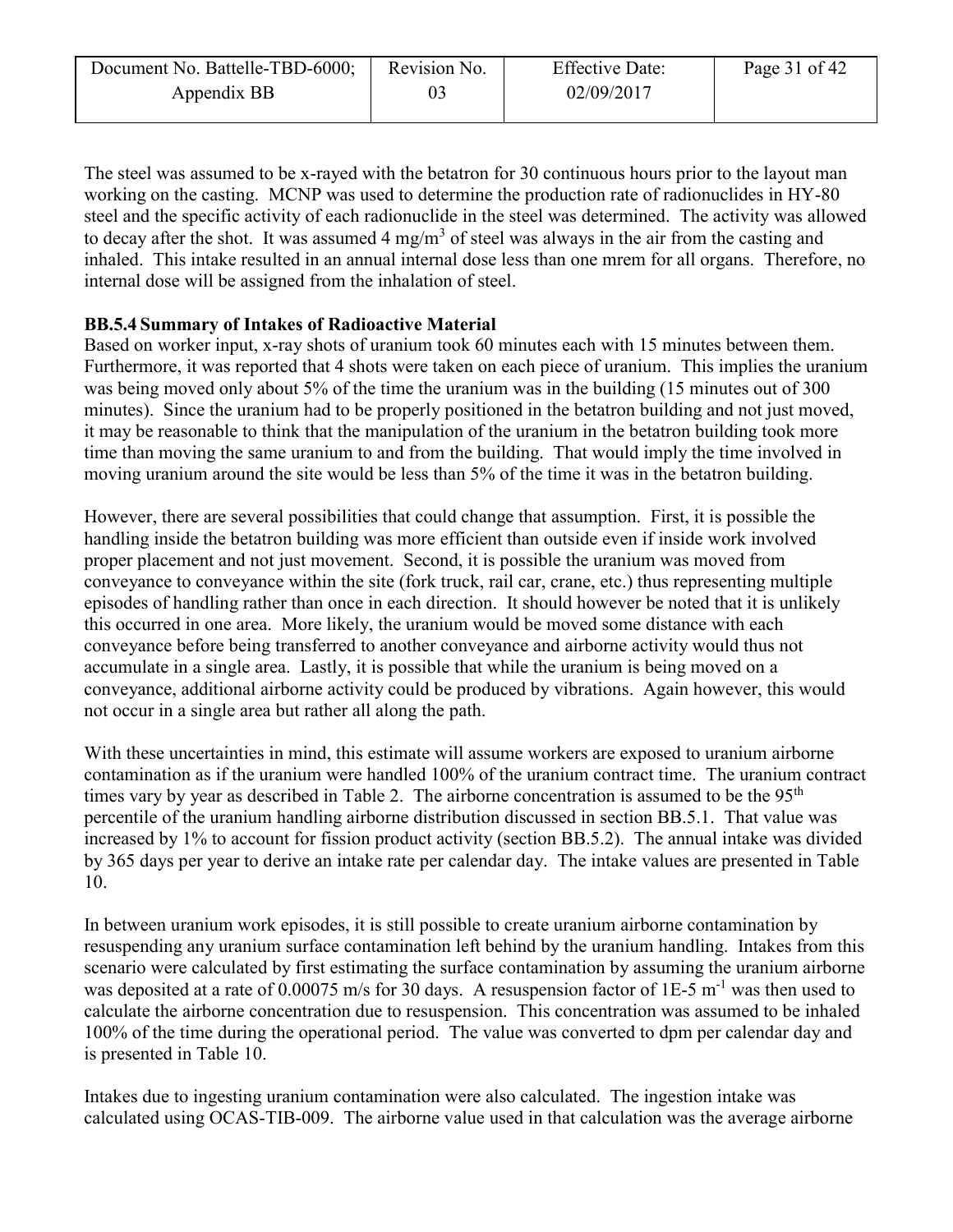The steel was assumed to be x-rayed with the betatron for 30 continuous hours prior to the layout man working on the casting. MCNP was used to determine the production rate of radionuclides in HY-80 steel and the specific activity of each radionuclide in the steel was determined. The activity was allowed to decay after the shot. It was assumed 4 mg/m$^3$ of steel was always in the air from the casting and inhaled. This intake resulted in an annual internal dose less than one mrem for all organs. Therefore, no internal dose will be assigned from the inhalation of steel.

**BB.5.4 Summary of Intakes of Radioactive Material**

Based on worker input, x-ray shots of uranium took 60 minutes each with 15 minutes between them. Furthermore, it was reported that 4 shots were taken on each piece of uranium. This implies the uranium was being moved only about 5% of the time the uranium was in the building (15 minutes out of 300 minutes). Since the uranium had to be properly positioned in the betatron building and not just moved, it may be reasonable to think that the manipulation of the uranium in the betatron building took more time than moving the same uranium to and from the building. That would imply the time involved in moving uranium around the site would be less than 5% of the time it was in the betatron building.

However, there are several possibilities that could change that assumption. First, it is possible the handling inside the betatron building was more efficient than outside even if inside work involved proper placement and not just movement. Second, it is possible the uranium was moved from conveyance to conveyance within the site (fork truck, rail car, crane, etc.) thus representing multiple episodes of handling rather than once in each direction. It should however be noted that it is unlikely this occurred in one area. More likely, the uranium would be moved some distance with each conveyance before being transferred to another conveyance and airborne activity would thus not accumulate in a single area. Lastly, it is possible that while the uranium is being moved on a conveyance, additional airborne activity could be produced by vibrations. Again however, this would not occur in a single area but rather all along the path.

With these uncertainties in mind, this estimate will assume workers are exposed to uranium airborne contamination as if the uranium were handled 100% of the uranium contract time. The uranium contract times vary by year as described in Table 2. The airborne concentration is assumed to be the 95$^{th}$ percentile of the uranium handling airborne distribution discussed in section BB.5.1. That value was increased by 1% to account for fission product activity (section BB.5.2). The annual intake was divided by 365 days per year to derive an intake rate per calendar day. The intake values are presented in Table 10.

In between uranium work episodes, it is still possible to create uranium airborne contamination by resuspending any uranium surface contamination left behind by the uranium handling. Intakes from this scenario were calculated by first estimating the surface contamination by assuming the uranium airborne was deposited at a rate of 0.00075 m/s for 30 days. A resuspension factor of 1E-5 m$^{-1}$ was then used to calculate the airborne concentration due to resuspension. This concentration was assumed to be inhaled 100% of the time during the operational period. The value was converted to dpm per calendar day and is presented in Table 10.

Intakes due to ingesting uranium contamination were also calculated. The ingestion intake was calculated using OCAS-TIB-009. The airborne value used in that calculation was the average airborne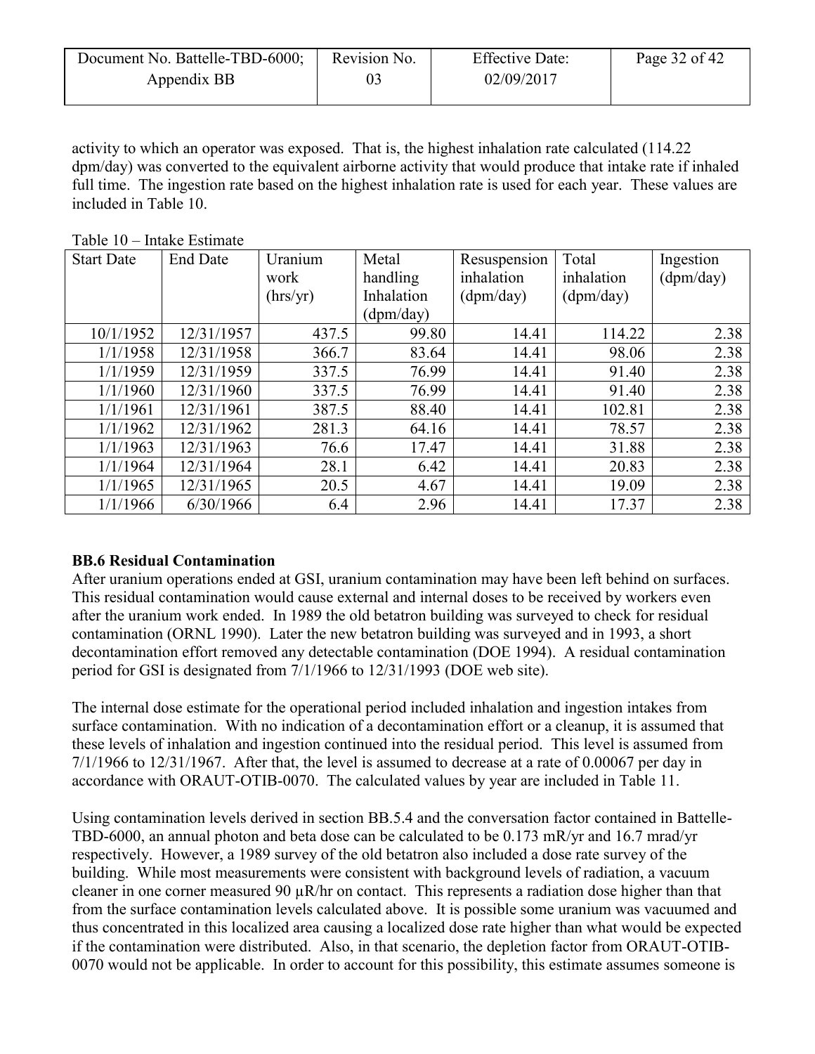activity to which an operator was exposed. That is, the highest inhalation rate calculated (114.22 dpm/day) was converted to the equivalent airborne activity that would produce that intake rate if inhaled full time. The ingestion rate based on the highest inhalation rate is used for each year. These values are included in Table 10.

Table 10 – Intake Estimate

| Start Date | End Date | Uranium work (hrs/yr) | Metal handling Inhalation (dpm/day) | Resuspension inhalation (dpm/day) | Total inhalation (dpm/day) | Ingestion (dpm/day) |
|---|---|---|---|---|---|---|
| 10/1/1952 | 12/31/1957 | 437.5 | 99.80 | 14.41 | 114.22 | 2.38 |
| 1/1/1958 | 12/31/1958 | 366.7 | 83.64 | 14.41 | 98.06 | 2.38 |
| 1/1/1959 | 12/31/1959 | 337.5 | 76.99 | 14.41 | 91.40 | 2.38 |
| 1/1/1960 | 12/31/1960 | 337.5 | 76.99 | 14.41 | 91.40 | 2.38 |
| 1/1/1961 | 12/31/1961 | 387.5 | 88.40 | 14.41 | 102.81 | 2.38 |
| 1/1/1962 | 12/31/1962 | 281.3 | 64.16 | 14.41 | 78.57 | 2.38 |
| 1/1/1963 | 12/31/1963 | 76.6 | 17.47 | 14.41 | 31.88 | 2.38 |
| 1/1/1964 | 12/31/1964 | 28.1 | 6.42 | 14.41 | 20.83 | 2.38 |
| 1/1/1965 | 12/31/1965 | 20.5 | 4.67 | 14.41 | 19.09 | 2.38 |
| 1/1/1966 | 6/30/1966 | 6.4 | 2.96 | 14.41 | 17.37 | 2.38 |

## BB.6 Residual Contamination

After uranium operations ended at GSI, uranium contamination may have been left behind on surfaces. This residual contamination would cause external and internal doses to be received by workers even after the uranium work ended. In 1989 the old betatron building was surveyed to check for residual contamination (ORNL 1990). Later the new betatron building was surveyed and in 1993, a short decontamination effort removed any detectable contamination (DOE 1994). A residual contamination period for GSI is designated from 7/1/1966 to 12/31/1993 (DOE web site).

The internal dose estimate for the operational period included inhalation and ingestion intakes from surface contamination. With no indication of a decontamination effort or a cleanup, it is assumed that these levels of inhalation and ingestion continued into the residual period. This level is assumed from 7/1/1966 to 12/31/1967. After that, the level is assumed to decrease at a rate of 0.00067 per day in accordance with ORAUT-OTIB-0070. The calculated values by year are included in Table 11.

Using contamination levels derived in section BB.5.4 and the conversation factor contained in Battelle-TBD-6000, an annual photon and beta dose can be calculated to be 0.173 mR/yr and 16.7 mrad/yr respectively. However, a 1989 survey of the old betatron also included a dose rate survey of the building. While most measurements were consistent with background levels of radiation, a vacuum cleaner in one corner measured 90 µR/hr on contact. This represents a radiation dose higher than that from the surface contamination levels calculated above. It is possible some uranium was vacuumed and thus concentrated in this localized area causing a localized dose rate higher than what would be expected if the contamination were distributed. Also, in that scenario, the depletion factor from ORAUT-OTIB-0070 would not be applicable. In order to account for this possibility, this estimate assumes someone is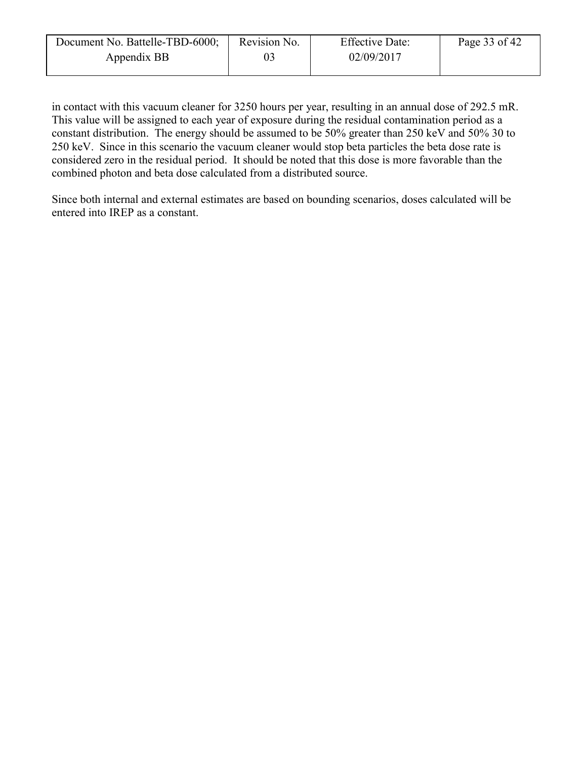in contact with this vacuum cleaner for 3250 hours per year, resulting in an annual dose of 292.5 mR. This value will be assigned to each year of exposure during the residual contamination period as a constant distribution. The energy should be assumed to be 50% greater than 250 keV and 50% 30 to 250 keV. Since in this scenario the vacuum cleaner would stop beta particles the beta dose rate is considered zero in the residual period. It should be noted that this dose is more favorable than the combined photon and beta dose calculated from a distributed source.

Since both internal and external estimates are based on bounding scenarios, doses calculated will be entered into IREP as a constant.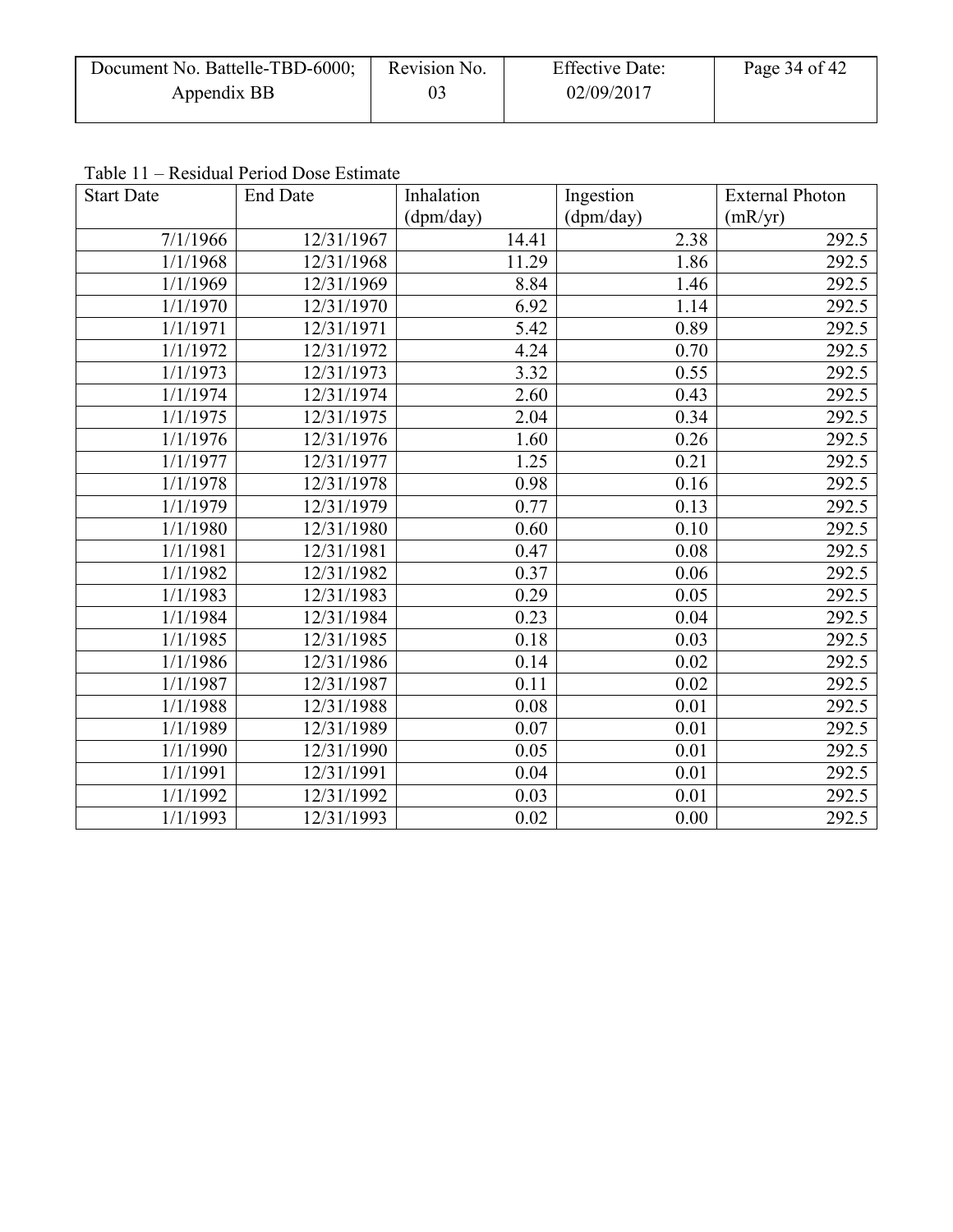Table 11 – Residual Period Dose Estimate

| Start Date | End Date | Inhalation (dpm/day) | Ingestion (dpm/day) | External Photon (mR/yr) |
|---|---|---|---|---|
| 7/1/1966 | 12/31/1967 | 14.41 | 2.38 | 292.5 |
| 1/1/1968 | 12/31/1968 | 11.29 | 1.86 | 292.5 |
| 1/1/1969 | 12/31/1969 | 8.84 | 1.46 | 292.5 |
| 1/1/1970 | 12/31/1970 | 6.92 | 1.14 | 292.5 |
| 1/1/1971 | 12/31/1971 | 5.42 | 0.89 | 292.5 |
| 1/1/1972 | 12/31/1972 | 4.24 | 0.70 | 292.5 |
| 1/1/1973 | 12/31/1973 | 3.32 | 0.55 | 292.5 |
| 1/1/1974 | 12/31/1974 | 2.60 | 0.43 | 292.5 |
| 1/1/1975 | 12/31/1975 | 2.04 | 0.34 | 292.5 |
| 1/1/1976 | 12/31/1976 | 1.60 | 0.26 | 292.5 |
| 1/1/1977 | 12/31/1977 | 1.25 | 0.21 | 292.5 |
| 1/1/1978 | 12/31/1978 | 0.98 | 0.16 | 292.5 |
| 1/1/1979 | 12/31/1979 | 0.77 | 0.13 | 292.5 |
| 1/1/1980 | 12/31/1980 | 0.60 | 0.10 | 292.5 |
| 1/1/1981 | 12/31/1981 | 0.47 | 0.08 | 292.5 |
| 1/1/1982 | 12/31/1982 | 0.37 | 0.06 | 292.5 |
| 1/1/1983 | 12/31/1983 | 0.29 | 0.05 | 292.5 |
| 1/1/1984 | 12/31/1984 | 0.23 | 0.04 | 292.5 |
| 1/1/1985 | 12/31/1985 | 0.18 | 0.03 | 292.5 |
| 1/1/1986 | 12/31/1986 | 0.14 | 0.02 | 292.5 |
| 1/1/1987 | 12/31/1987 | 0.11 | 0.02 | 292.5 |
| 1/1/1988 | 12/31/1988 | 0.08 | 0.01 | 292.5 |
| 1/1/1989 | 12/31/1989 | 0.07 | 0.01 | 292.5 |
| 1/1/1990 | 12/31/1990 | 0.05 | 0.01 | 292.5 |
| 1/1/1991 | 12/31/1991 | 0.04 | 0.01 | 292.5 |
| 1/1/1992 | 12/31/1992 | 0.03 | 0.01 | 292.5 |
| 1/1/1993 | 12/31/1993 | 0.02 | 0.00 | 292.5 |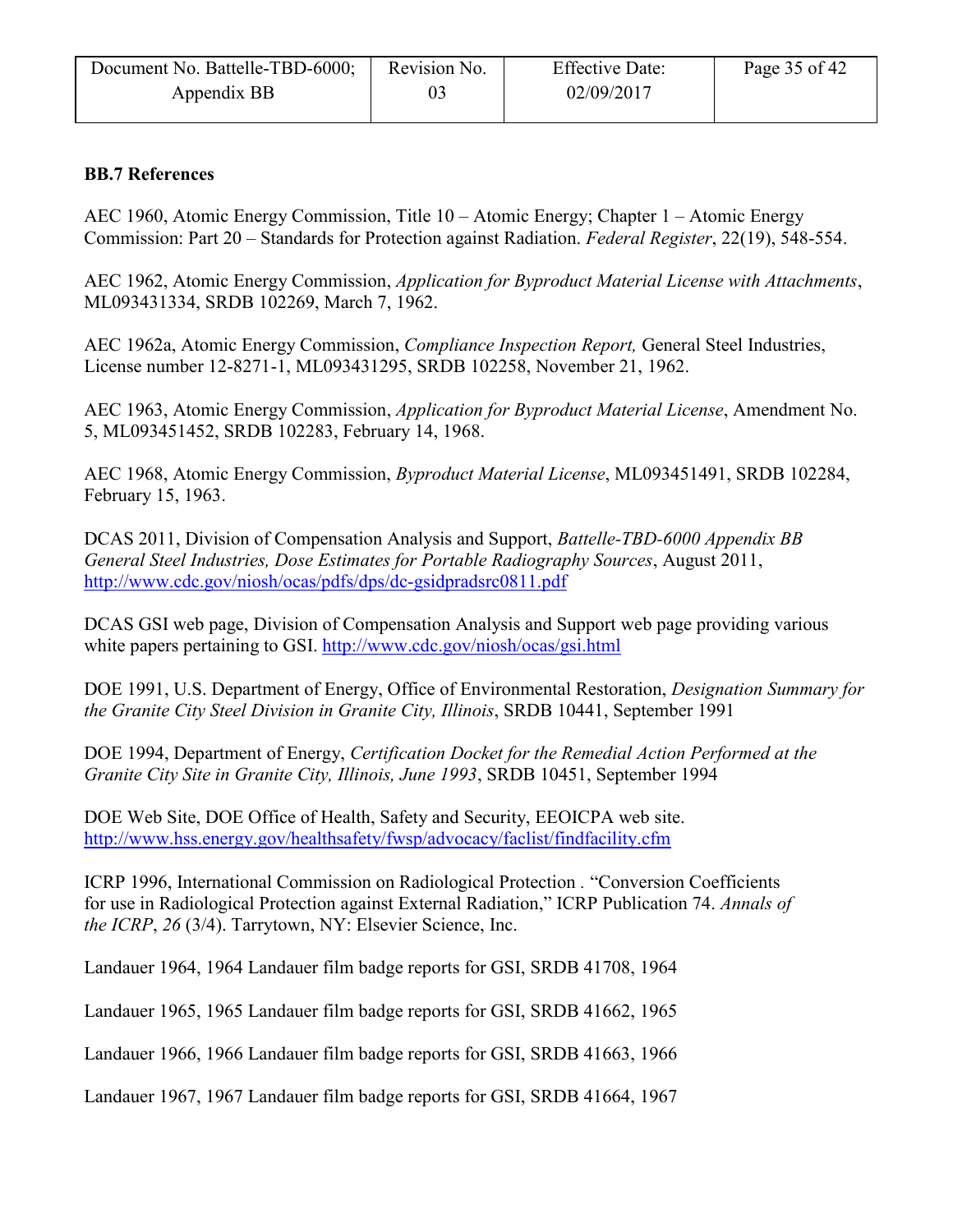## BB.7 References

AEC 1960, Atomic Energy Commission, Title 10 – Atomic Energy; Chapter 1 – Atomic Energy Commission: Part 20 – Standards for Protection against Radiation. *Federal Register*, 22(19), 548-554.

AEC 1962, Atomic Energy Commission, *Application for Byproduct Material License with Attachments*, ML093431334, SRDB 102269, March 7, 1962.

AEC 1962a, Atomic Energy Commission, *Compliance Inspection Report,* General Steel Industries, License number 12-8271-1, ML093431295, SRDB 102258, November 21, 1962.

AEC 1963, Atomic Energy Commission, *Application for Byproduct Material License*, Amendment No. 5, ML093451452, SRDB 102283, February 14, 1968.

AEC 1968, Atomic Energy Commission, *Byproduct Material License*, ML093451491, SRDB 102284, February 15, 1963.

DCAS 2011, Division of Compensation Analysis and Support, *Battelle-TBD-6000 Appendix BB General Steel Industries, Dose Estimates for Portable Radiography Sources*, August 2011, http://www.cdc.gov/niosh/ocas/pdfs/dps/dc-gsidpradsrc0811.pdf

DCAS GSI web page, Division of Compensation Analysis and Support web page providing various white papers pertaining to GSI. http://www.cdc.gov/niosh/ocas/gsi.html

DOE 1991, U.S. Department of Energy, Office of Environmental Restoration, *Designation Summary for the Granite City Steel Division in Granite City, Illinois*, SRDB 10441, September 1991

DOE 1994, Department of Energy, *Certification Docket for the Remedial Action Performed at the Granite City Site in Granite City, Illinois, June 1993*, SRDB 10451, September 1994

DOE Web Site, DOE Office of Health, Safety and Security, EEOICPA web site. http://www.hss.energy.gov/healthsafety/fwsp/advocacy/faclist/findfacility.cfm

ICRP 1996, International Commission on Radiological Protection . "Conversion Coefficients for use in Radiological Protection against External Radiation," ICRP Publication 74. *Annals of the ICRP*, *26* (3/4). Tarrytown, NY: Elsevier Science, Inc.

Landauer 1964, 1964 Landauer film badge reports for GSI, SRDB 41708, 1964

Landauer 1965, 1965 Landauer film badge reports for GSI, SRDB 41662, 1965

Landauer 1966, 1966 Landauer film badge reports for GSI, SRDB 41663, 1966

Landauer 1967, 1967 Landauer film badge reports for GSI, SRDB 41664, 1967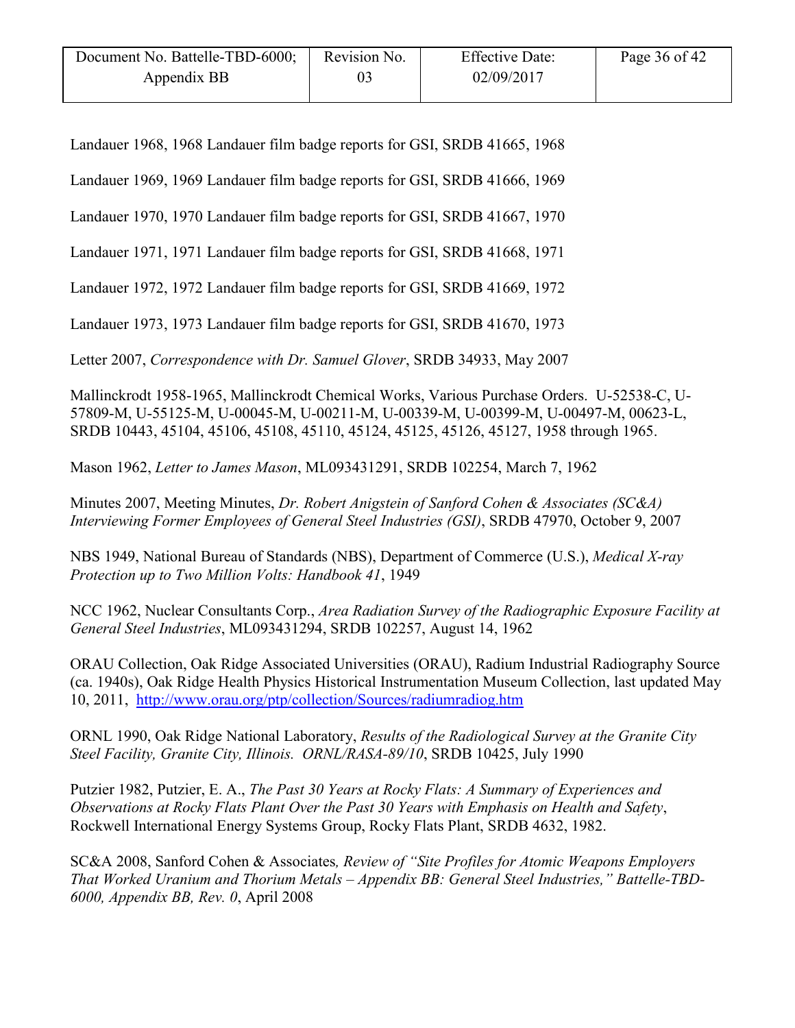Landauer 1968, 1968 Landauer film badge reports for GSI, SRDB 41665, 1968

Landauer 1969, 1969 Landauer film badge reports for GSI, SRDB 41666, 1969

Landauer 1970, 1970 Landauer film badge reports for GSI, SRDB 41667, 1970

Landauer 1971, 1971 Landauer film badge reports for GSI, SRDB 41668, 1971

Landauer 1972, 1972 Landauer film badge reports for GSI, SRDB 41669, 1972

Landauer 1973, 1973 Landauer film badge reports for GSI, SRDB 41670, 1973

Letter 2007, *Correspondence with Dr. Samuel Glover*, SRDB 34933, May 2007

Mallinckrodt 1958-1965, Mallinckrodt Chemical Works, Various Purchase Orders. U-52538-C, U-57809-M, U-55125-M, U-00045-M, U-00211-M, U-00339-M, U-00399-M, U-00497-M, 00623-L, SRDB 10443, 45104, 45106, 45108, 45110, 45124, 45125, 45126, 45127, 1958 through 1965.

Mason 1962, *Letter to James Mason*, ML093431291, SRDB 102254, March 7, 1962

Minutes 2007, Meeting Minutes, *Dr. Robert Anigstein of Sanford Cohen & Associates (SC&A) Interviewing Former Employees of General Steel Industries (GSI)*, SRDB 47970, October 9, 2007

NBS 1949, National Bureau of Standards (NBS), Department of Commerce (U.S.), *Medical X-ray Protection up to Two Million Volts: Handbook 41*, 1949

NCC 1962, Nuclear Consultants Corp., *Area Radiation Survey of the Radiographic Exposure Facility at General Steel Industries*, ML093431294, SRDB 102257, August 14, 1962

ORAU Collection, Oak Ridge Associated Universities (ORAU), Radium Industrial Radiography Source (ca. 1940s), Oak Ridge Health Physics Historical Instrumentation Museum Collection, last updated May 10, 2011, http://www.orau.org/ptp/collection/Sources/radiumradiog.htm

ORNL 1990, Oak Ridge National Laboratory, *Results of the Radiological Survey at the Granite City Steel Facility, Granite City, Illinois. ORNL/RASA-89/10*, SRDB 10425, July 1990

Putzier 1982, Putzier, E. A., *The Past 30 Years at Rocky Flats: A Summary of Experiences and Observations at Rocky Flats Plant Over the Past 30 Years with Emphasis on Health and Safety*, Rockwell International Energy Systems Group, Rocky Flats Plant, SRDB 4632, 1982.

SC&A 2008, Sanford Cohen & Associates*, Review of "Site Profiles for Atomic Weapons Employers That Worked Uranium and Thorium Metals – Appendix BB: General Steel Industries," Battelle-TBD-6000, Appendix BB, Rev. 0*, April 2008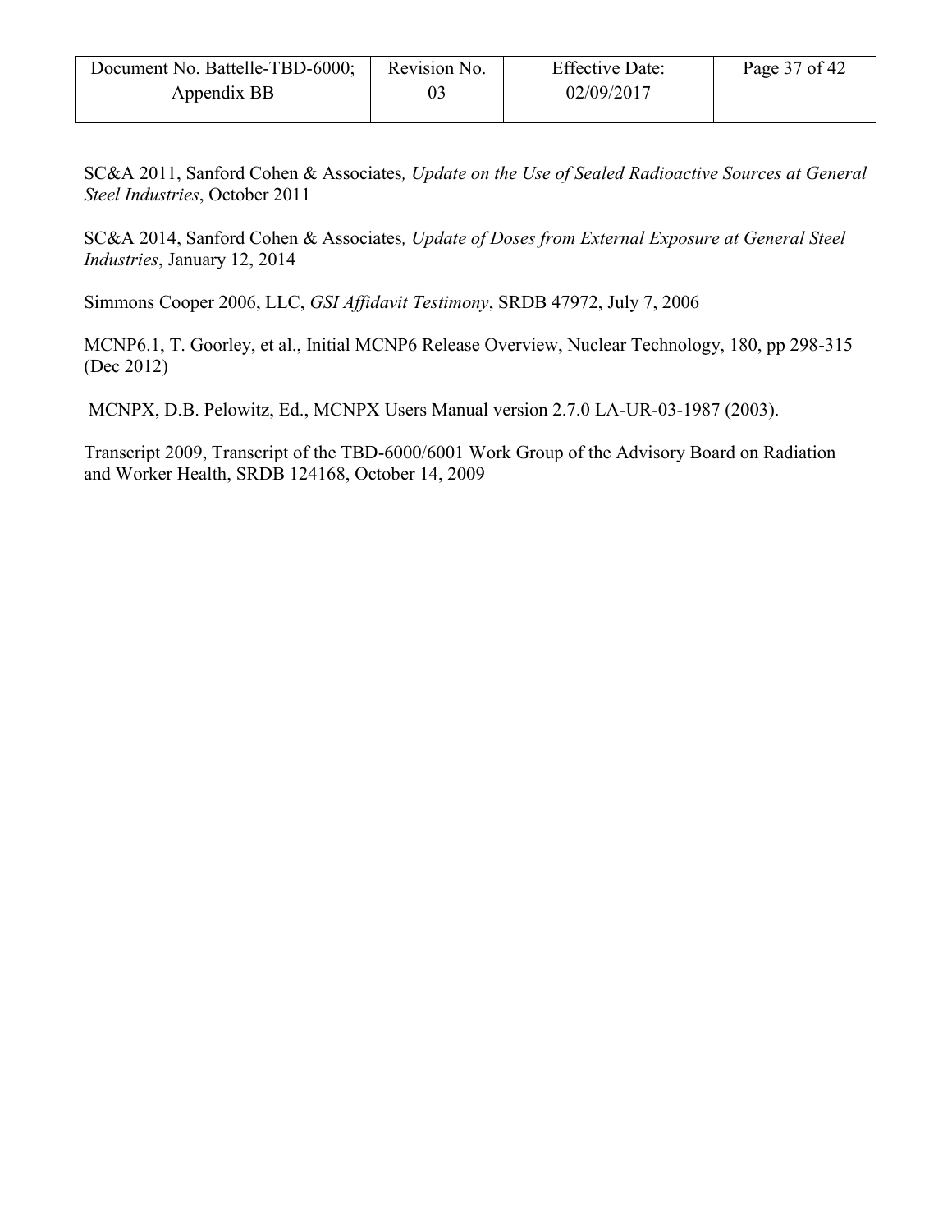SC&A 2011, Sanford Cohen & Associates*, Update on the Use of Sealed Radioactive Sources at General Steel Industries*, October 2011

SC&A 2014, Sanford Cohen & Associates*, Update of Doses from External Exposure at General Steel Industries*, January 12, 2014

Simmons Cooper 2006, LLC, *GSI Affidavit Testimony*, SRDB 47972, July 7, 2006

MCNP6.1, T. Goorley, et al., Initial MCNP6 Release Overview, Nuclear Technology, 180, pp 298-315 (Dec 2012)

MCNPX, D.B. Pelowitz, Ed., MCNPX Users Manual version 2.7.0 LA-UR-03-1987 (2003).

Transcript 2009, Transcript of the TBD-6000/6001 Work Group of the Advisory Board on Radiation and Worker Health, SRDB 124168, October 14, 2009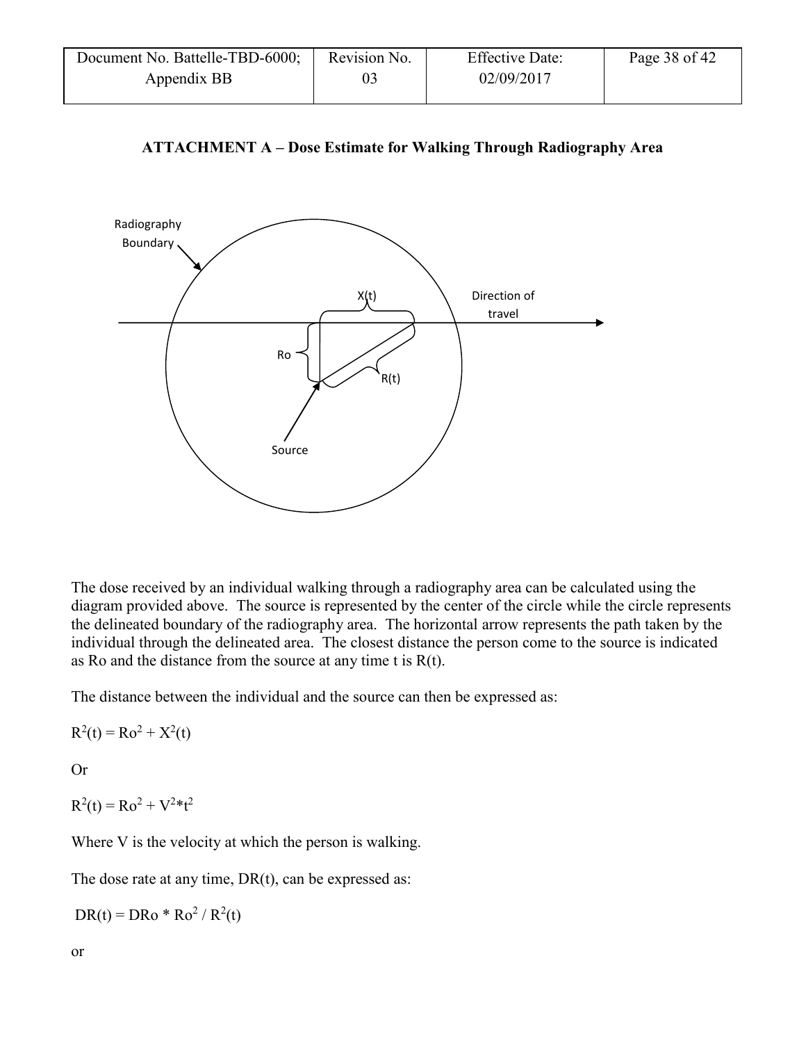**ATTACHMENT A – Dose Estimate for Walking Through Radiography Area**

Radiography Boundary

X(t)

Direction of travel

Ro

R(t)

Source

The dose received by an individual walking through a radiography area can be calculated using the diagram provided above. The source is represented by the center of the circle while the circle represents the delineated boundary of the radiography area. The horizontal arrow represents the path taken by the individual through the delineated area. The closest distance the person come to the source is indicated as Ro and the distance from the source at any time t is R(t).

The distance between the individual and the source can then be expressed as:

$R^2(t) = Ro^2 + X^2(t)$

Or

$R^2(t) = Ro^2 + V^2 * t^2$

Where V is the velocity at which the person is walking.

The dose rate at any time, DR(t), can be expressed as:

$DR(t) = DRo * Ro^2 / R^2(t)$

or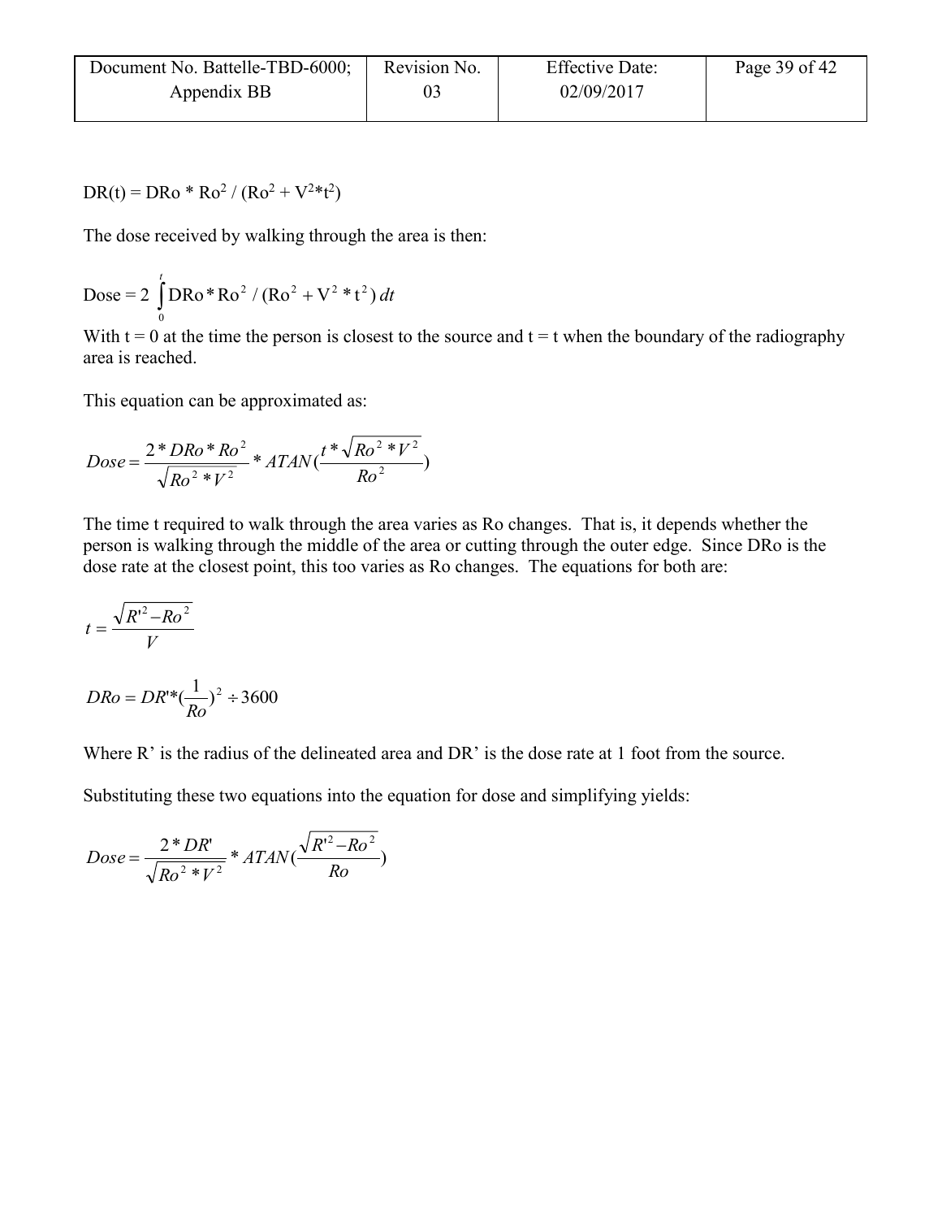$$DR(t) = DRo * Ro^2 / (Ro^2 + V^2*t^2)$$

The dose received by walking through the area is then:

$$\text{Dose} = 2 \int_0^t \text{DRo} * \text{Ro}^2 / (\text{Ro}^2 + \text{V}^2 * \text{t}^2)\, dt$$

With t = 0 at the time the person is closest to the source and t = t when the boundary of the radiography area is reached.

This equation can be approximated as:

$$Dose = \frac{2 * DRo * Ro^2}{\sqrt{Ro^2 * V^2}} * ATAN(\frac{t * \sqrt{Ro^2 * V^2}}{Ro^2})$$

The time t required to walk through the area varies as Ro changes. That is, it depends whether the person is walking through the middle of the area or cutting through the outer edge. Since DRo is the dose rate at the closest point, this too varies as Ro changes. The equations for both are:

$$t = \frac{\sqrt{R'^2 - Ro^2}}{V}$$

$$DRo = DR' * (\frac{1}{Ro})^2 \div 3600$$

Where R' is the radius of the delineated area and DR' is the dose rate at 1 foot from the source.

Substituting these two equations into the equation for dose and simplifying yields:

$$Dose = \frac{2 * DR'}{\sqrt{Ro^2 * V^2}} * ATAN(\frac{\sqrt{R'^2 - Ro^2}}{Ro})$$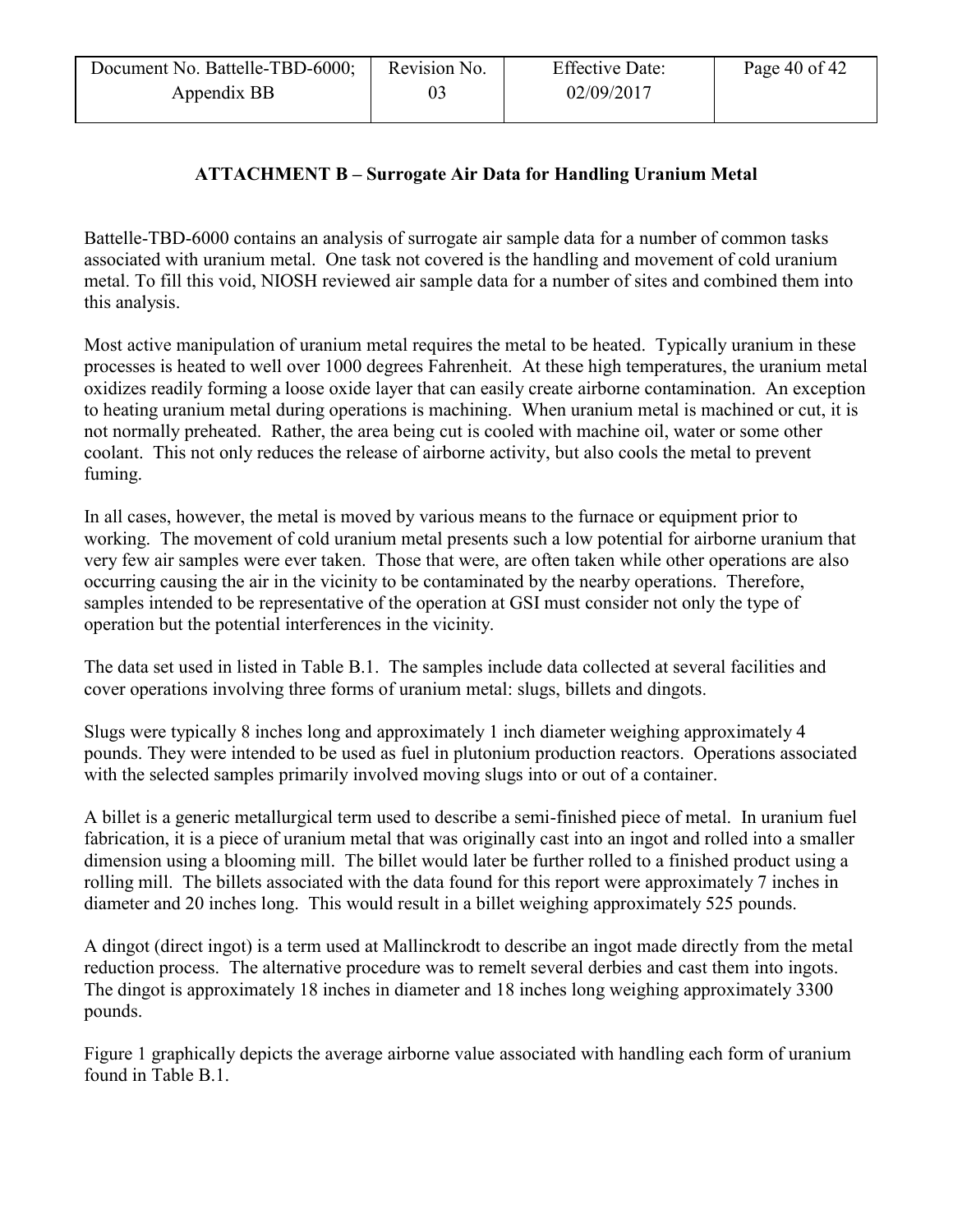## ATTACHMENT B – Surrogate Air Data for Handling Uranium Metal

Battelle-TBD-6000 contains an analysis of surrogate air sample data for a number of common tasks associated with uranium metal. One task not covered is the handling and movement of cold uranium metal. To fill this void, NIOSH reviewed air sample data for a number of sites and combined them into this analysis.

Most active manipulation of uranium metal requires the metal to be heated. Typically uranium in these processes is heated to well over 1000 degrees Fahrenheit. At these high temperatures, the uranium metal oxidizes readily forming a loose oxide layer that can easily create airborne contamination. An exception to heating uranium metal during operations is machining. When uranium metal is machined or cut, it is not normally preheated. Rather, the area being cut is cooled with machine oil, water or some other coolant. This not only reduces the release of airborne activity, but also cools the metal to prevent fuming.

In all cases, however, the metal is moved by various means to the furnace or equipment prior to working. The movement of cold uranium metal presents such a low potential for airborne uranium that very few air samples were ever taken. Those that were, are often taken while other operations are also occurring causing the air in the vicinity to be contaminated by the nearby operations. Therefore, samples intended to be representative of the operation at GSI must consider not only the type of operation but the potential interferences in the vicinity.

The data set used in listed in Table B.1. The samples include data collected at several facilities and cover operations involving three forms of uranium metal: slugs, billets and dingots.

Slugs were typically 8 inches long and approximately 1 inch diameter weighing approximately 4 pounds. They were intended to be used as fuel in plutonium production reactors. Operations associated with the selected samples primarily involved moving slugs into or out of a container.

A billet is a generic metallurgical term used to describe a semi-finished piece of metal. In uranium fuel fabrication, it is a piece of uranium metal that was originally cast into an ingot and rolled into a smaller dimension using a blooming mill. The billet would later be further rolled to a finished product using a rolling mill. The billets associated with the data found for this report were approximately 7 inches in diameter and 20 inches long. This would result in a billet weighing approximately 525 pounds.

A dingot (direct ingot) is a term used at Mallinckrodt to describe an ingot made directly from the metal reduction process. The alternative procedure was to remelt several derbies and cast them into ingots. The dingot is approximately 18 inches in diameter and 18 inches long weighing approximately 3300 pounds.

Figure 1 graphically depicts the average airborne value associated with handling each form of uranium found in Table B.1.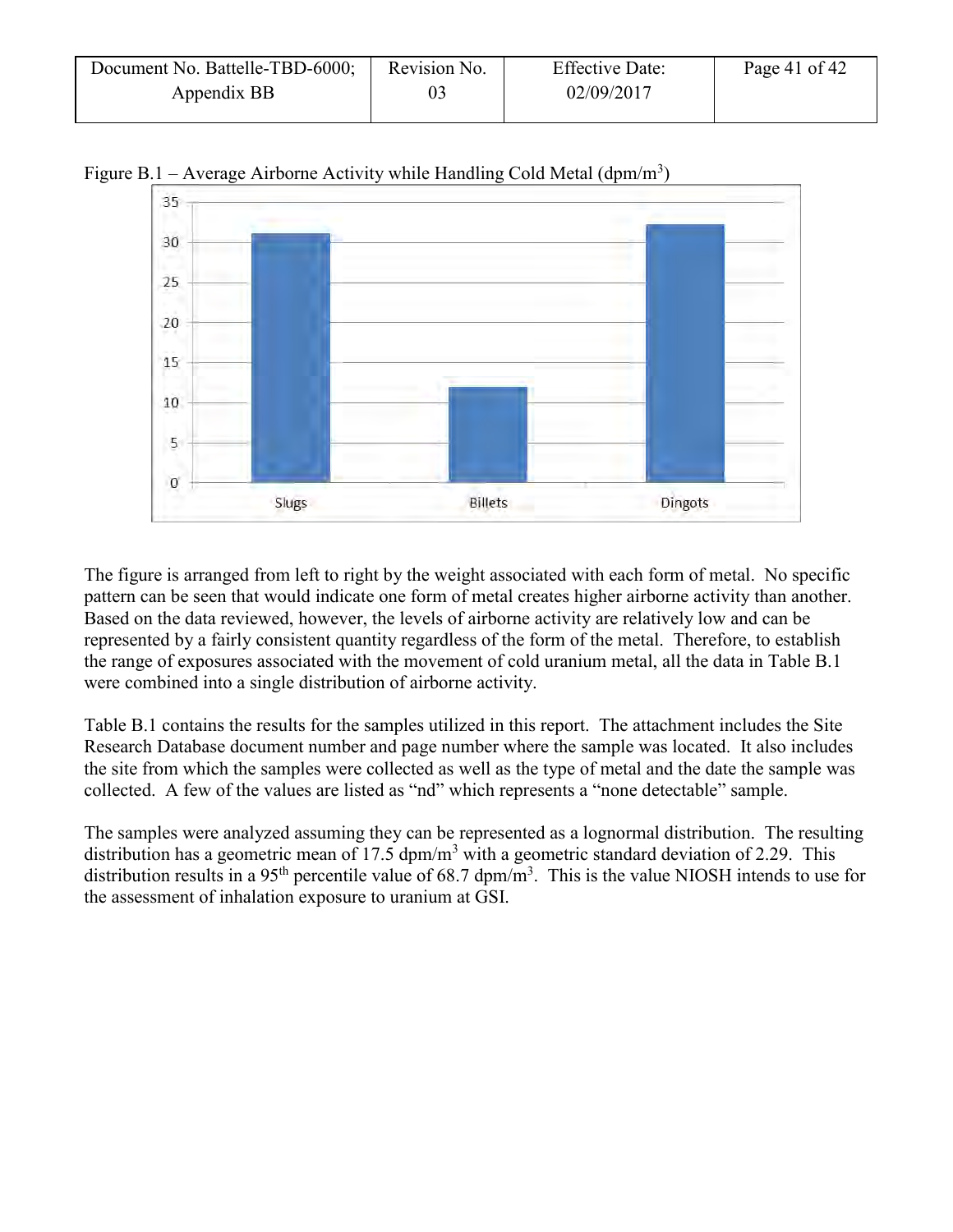Figure B.1 – Average Airborne Activity while Handling Cold Metal (dpm/$m^3$)

The figure is arranged from left to right by the weight associated with each form of metal. No specific pattern can be seen that would indicate one form of metal creates higher airborne activity than another. Based on the data reviewed, however, the levels of airborne activity are relatively low and can be represented by a fairly consistent quantity regardless of the form of the metal. Therefore, to establish the range of exposures associated with the movement of cold uranium metal, all the data in Table B.1 were combined into a single distribution of airborne activity.

Table B.1 contains the results for the samples utilized in this report. The attachment includes the Site Research Database document number and page number where the sample was located. It also includes the site from which the samples were collected as well as the type of metal and the date the sample was collected. A few of the values are listed as "nd" which represents a "none detectable" sample.

The samples were analyzed assuming they can be represented as a lognormal distribution. The resulting distribution has a geometric mean of 17.5 dpm/$m^3$ with a geometric standard deviation of 2.29. This distribution results in a $95^{th}$ percentile value of 68.7 dpm/$m^3$. This is the value NIOSH intends to use for the assessment of inhalation exposure to uranium at GSI.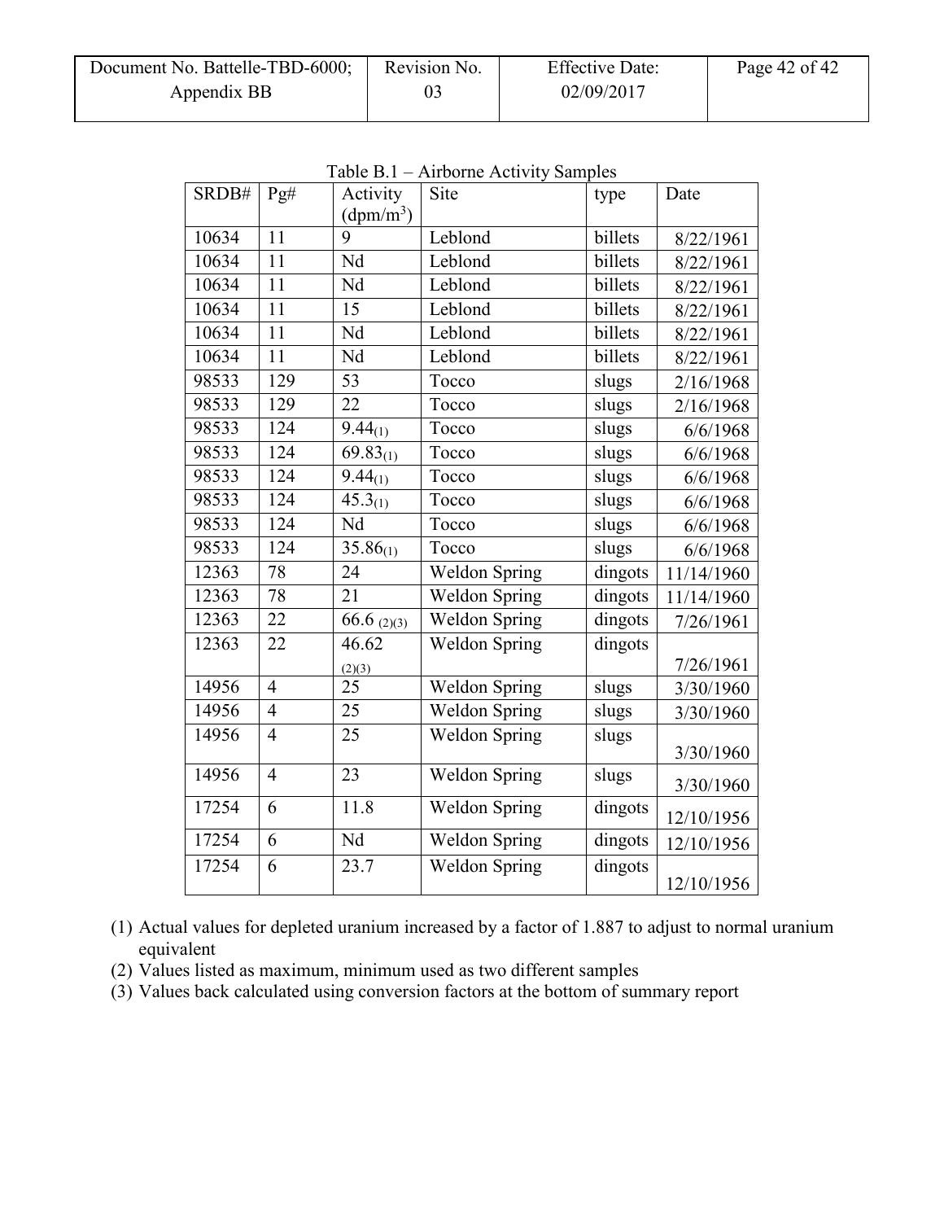Table B.1 – Airborne Activity Samples

| SRDB# | Pg# | Activity (dpm/m$^3$) | Site | type | Date |
|---|---|---|---|---|---|
| 10634 | 11 | 9 | Leblond | billets | 8/22/1961 |
| 10634 | 11 | Nd | Leblond | billets | 8/22/1961 |
| 10634 | 11 | Nd | Leblond | billets | 8/22/1961 |
| 10634 | 11 | 15 | Leblond | billets | 8/22/1961 |
| 10634 | 11 | Nd | Leblond | billets | 8/22/1961 |
| 10634 | 11 | Nd | Leblond | billets | 8/22/1961 |
| 98533 | 129 | 53 | Tocco | slugs | 2/16/1968 |
| 98533 | 129 | 22 | Tocco | slugs | 2/16/1968 |
| 98533 | 124 | 9.44(1) | Tocco | slugs | 6/6/1968 |
| 98533 | 124 | 69.83(1) | Tocco | slugs | 6/6/1968 |
| 98533 | 124 | 9.44(1) | Tocco | slugs | 6/6/1968 |
| 98533 | 124 | 45.3(1) | Tocco | slugs | 6/6/1968 |
| 98533 | 124 | Nd | Tocco | slugs | 6/6/1968 |
| 98533 | 124 | 35.86(1) | Tocco | slugs | 6/6/1968 |
| 12363 | 78 | 24 | Weldon Spring | dingots | 11/14/1960 |
| 12363 | 78 | 21 | Weldon Spring | dingots | 11/14/1960 |
| 12363 | 22 | 66.6 (2)(3) | Weldon Spring | dingots | 7/26/1961 |
| 12363 | 22 | 46.62 (2)(3) | Weldon Spring | dingots | 7/26/1961 |
| 14956 | 4 | 25 | Weldon Spring | slugs | 3/30/1960 |
| 14956 | 4 | 25 | Weldon Spring | slugs | 3/30/1960 |
| 14956 | 4 | 25 | Weldon Spring | slugs | 3/30/1960 |
| 14956 | 4 | 23 | Weldon Spring | slugs | 3/30/1960 |
| 17254 | 6 | 11.8 | Weldon Spring | dingots | 12/10/1956 |
| 17254 | 6 | Nd | Weldon Spring | dingots | 12/10/1956 |
| 17254 | 6 | 23.7 | Weldon Spring | dingots | 12/10/1956 |

(1) Actual values for depleted uranium increased by a factor of 1.887 to adjust to normal uranium equivalent

(2) Values listed as maximum, minimum used as two different samples

(3) Values back calculated using conversion factors at the bottom of summary report